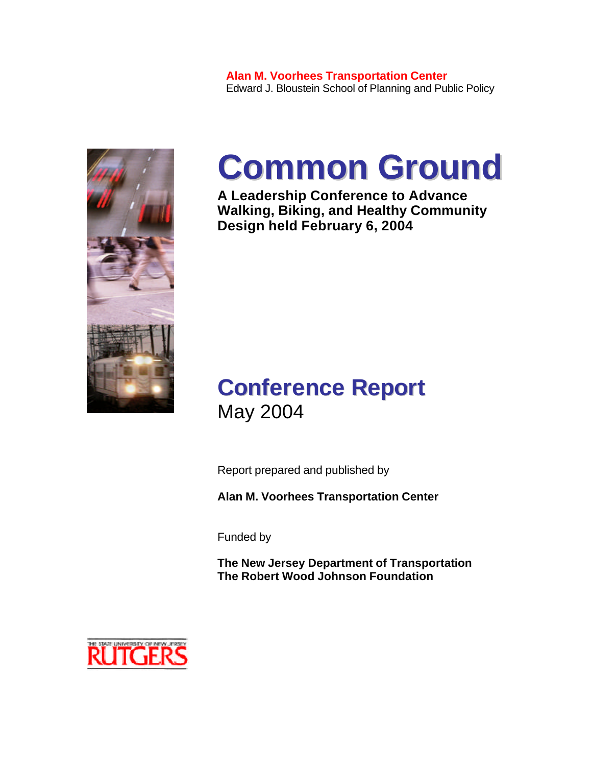**Alan M. Voorhees Transportation Center**
Edward J. Bloustein School of Planning and Public Policy

# Common Ground

**A Leadership Conference to Advance Walking, Biking, and Healthy Community Design held February 6, 2004**

## Conference Report

May 2004

Report prepared and published by

**Alan M. Voorhees Transportation Center**

Funded by

**The New Jersey Department of Transportation**
**The Robert Wood Johnson Foundation**

THE STATE UNIVERSITY OF NEW JERSEY
RUTGERS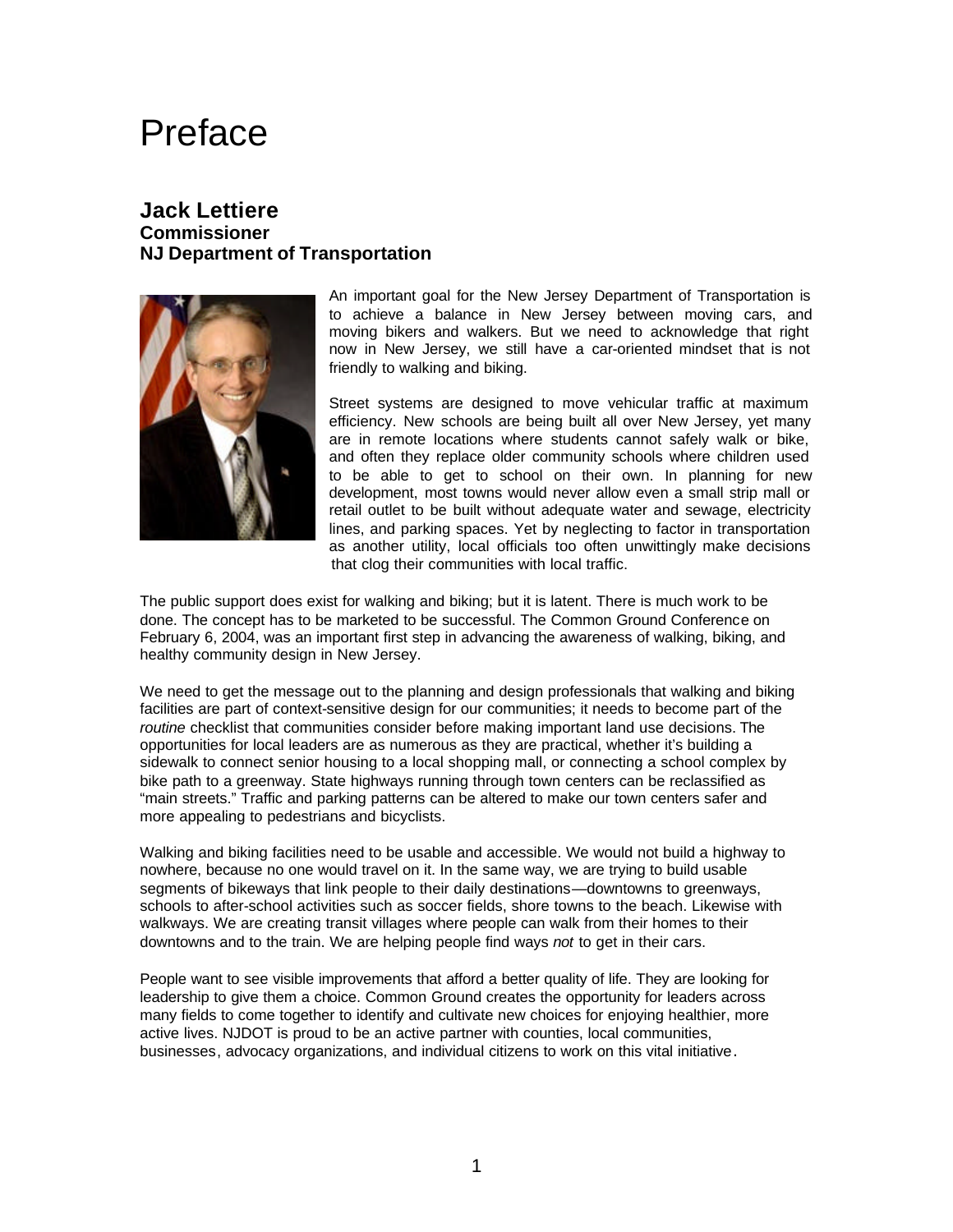# Preface

## Jack Lettiere
**Commissioner**
**NJ Department of Transportation**

An important goal for the New Jersey Department of Transportation is to achieve a balance in New Jersey between moving cars, and moving bikers and walkers. But we need to acknowledge that right now in New Jersey, we still have a car-oriented mindset that is not friendly to walking and biking.

Street systems are designed to move vehicular traffic at maximum efficiency. New schools are being built all over New Jersey, yet many are in remote locations where students cannot safely walk or bike, and often they replace older community schools where children used to be able to get to school on their own. In planning for new development, most towns would never allow even a small strip mall or retail outlet to be built without adequate water and sewage, electricity lines, and parking spaces. Yet by neglecting to factor in transportation as another utility, local officials too often unwittingly make decisions that clog their communities with local traffic.

The public support does exist for walking and biking; but it is latent. There is much work to be done. The concept has to be marketed to be successful. The Common Ground Conference on February 6, 2004, was an important first step in advancing the awareness of walking, biking, and healthy community design in New Jersey.

We need to get the message out to the planning and design professionals that walking and biking facilities are part of context-sensitive design for our communities; it needs to become part of the *routine* checklist that communities consider before making important land use decisions. The opportunities for local leaders are as numerous as they are practical, whether it's building a sidewalk to connect senior housing to a local shopping mall, or connecting a school complex by bike path to a greenway. State highways running through town centers can be reclassified as "main streets." Traffic and parking patterns can be altered to make our town centers safer and more appealing to pedestrians and bicyclists.

Walking and biking facilities need to be usable and accessible. We would not build a highway to nowhere, because no one would travel on it. In the same way, we are trying to build usable segments of bikeways that link people to their daily destinations—downtowns to greenways, schools to after-school activities such as soccer fields, shore towns to the beach. Likewise with walkways. We are creating transit villages where people can walk from their homes to their downtowns and to the train. We are helping people find ways *not* to get in their cars.

People want to see visible improvements that afford a better quality of life. They are looking for leadership to give them a choice. Common Ground creates the opportunity for leaders across many fields to come together to identify and cultivate new choices for enjoying healthier, more active lives. NJDOT is proud to be an active partner with counties, local communities, businesses, advocacy organizations, and individual citizens to work on this vital initiative.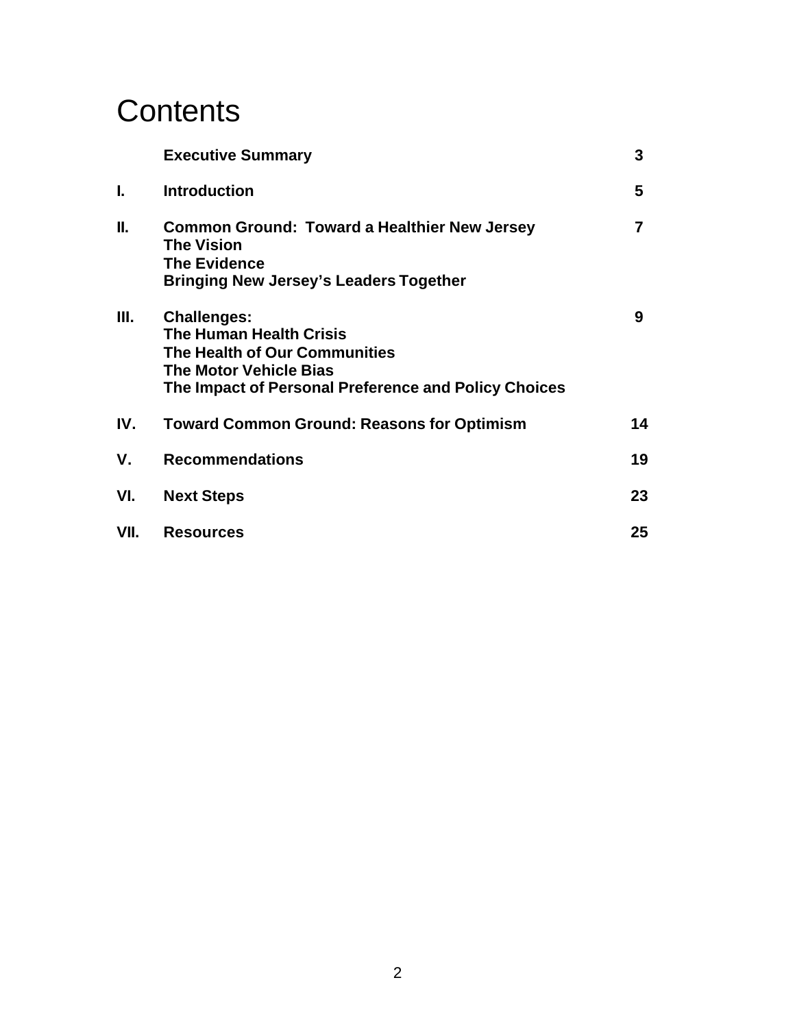# Contents

| | | |
|---|---|---|
| | **Executive Summary** | **3** |
| **I.** | **Introduction** | **5** |
| **II.** | **Common Ground: Toward a Healthier New Jersey**<br>**The Vision**<br>**The Evidence**<br>**Bringing New Jersey's Leaders Together** | **7** |
| **III.** | **Challenges:**<br>**The Human Health Crisis**<br>**The Health of Our Communities**<br>**The Motor Vehicle Bias**<br>**The Impact of Personal Preference and Policy Choices** | **9** |
| **IV.** | **Toward Common Ground: Reasons for Optimism** | **14** |
| **V.** | **Recommendations** | **19** |
| **VI.** | **Next Steps** | **23** |
| **VII.** | **Resources** | **25** |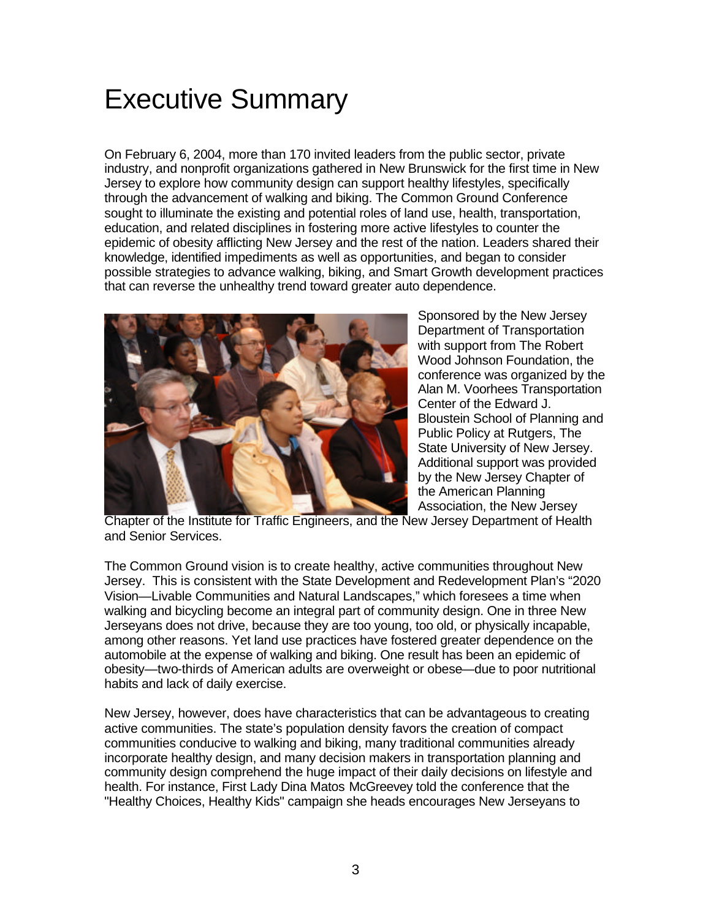# Executive Summary

On February 6, 2004, more than 170 invited leaders from the public sector, private industry, and nonprofit organizations gathered in New Brunswick for the first time in New Jersey to explore how community design can support healthy lifestyles, specifically through the advancement of walking and biking. The Common Ground Conference sought to illuminate the existing and potential roles of land use, health, transportation, education, and related disciplines in fostering more active lifestyles to counter the epidemic of obesity afflicting New Jersey and the rest of the nation. Leaders shared their knowledge, identified impediments as well as opportunities, and began to consider possible strategies to advance walking, biking, and Smart Growth development practices that can reverse the unhealthy trend toward greater auto dependence.

Sponsored by the New Jersey Department of Transportation with support from The Robert Wood Johnson Foundation, the conference was organized by the Alan M. Voorhees Transportation Center of the Edward J. Bloustein School of Planning and Public Policy at Rutgers, The State University of New Jersey. Additional support was provided by the New Jersey Chapter of the American Planning Association, the New Jersey Chapter of the Institute for Traffic Engineers, and the New Jersey Department of Health and Senior Services.

The Common Ground vision is to create healthy, active communities throughout New Jersey. This is consistent with the State Development and Redevelopment Plan's "2020 Vision—Livable Communities and Natural Landscapes," which foresees a time when walking and bicycling become an integral part of community design. One in three New Jerseyans does not drive, because they are too young, too old, or physically incapable, among other reasons. Yet land use practices have fostered greater dependence on the automobile at the expense of walking and biking. One result has been an epidemic of obesity—two-thirds of American adults are overweight or obese—due to poor nutritional habits and lack of daily exercise.

New Jersey, however, does have characteristics that can be advantageous to creating active communities. The state's population density favors the creation of compact communities conducive to walking and biking, many traditional communities already incorporate healthy design, and many decision makers in transportation planning and community design comprehend the huge impact of their daily decisions on lifestyle and health. For instance, First Lady Dina Matos McGreevey told the conference that the "Healthy Choices, Healthy Kids" campaign she heads encourages New Jerseyans to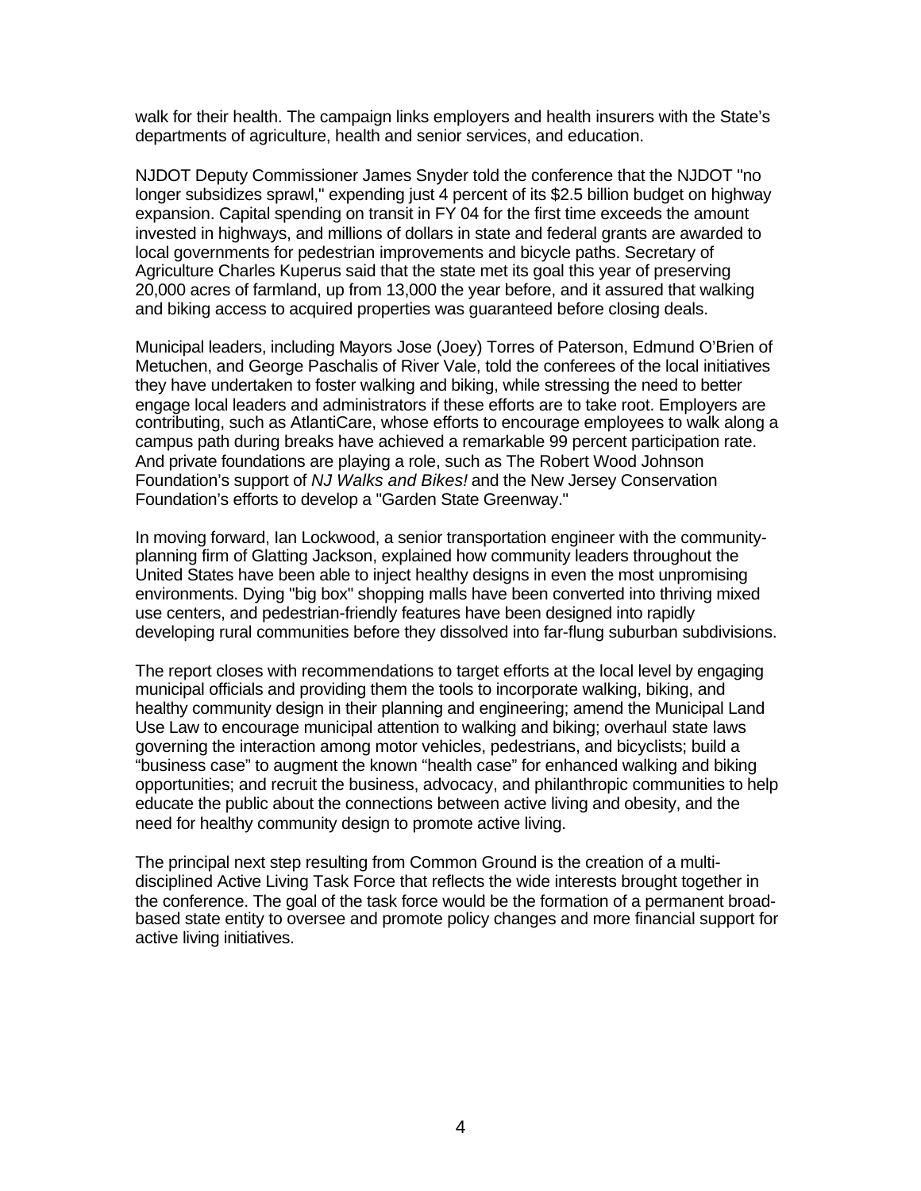walk for their health. The campaign links employers and health insurers with the State's departments of agriculture, health and senior services, and education.

NJDOT Deputy Commissioner James Snyder told the conference that the NJDOT "no longer subsidizes sprawl," expending just 4 percent of its $2.5 billion budget on highway expansion. Capital spending on transit in FY 04 for the first time exceeds the amount invested in highways, and millions of dollars in state and federal grants are awarded to local governments for pedestrian improvements and bicycle paths. Secretary of Agriculture Charles Kuperus said that the state met its goal this year of preserving 20,000 acres of farmland, up from 13,000 the year before, and it assured that walking and biking access to acquired properties was guaranteed before closing deals.

Municipal leaders, including Mayors Jose (Joey) Torres of Paterson, Edmund O'Brien of Metuchen, and George Paschalis of River Vale, told the conferees of the local initiatives they have undertaken to foster walking and biking, while stressing the need to better engage local leaders and administrators if these efforts are to take root. Employers are contributing, such as AtlantiCare, whose efforts to encourage employees to walk along a campus path during breaks have achieved a remarkable 99 percent participation rate. And private foundations are playing a role, such as The Robert Wood Johnson Foundation's support of *NJ Walks and Bikes!* and the New Jersey Conservation Foundation's efforts to develop a "Garden State Greenway."

In moving forward, Ian Lockwood, a senior transportation engineer with the community-planning firm of Glatting Jackson, explained how community leaders throughout the United States have been able to inject healthy designs in even the most unpromising environments. Dying "big box" shopping malls have been converted into thriving mixed use centers, and pedestrian-friendly features have been designed into rapidly developing rural communities before they dissolved into far-flung suburban subdivisions.

The report closes with recommendations to target efforts at the local level by engaging municipal officials and providing them the tools to incorporate walking, biking, and healthy community design in their planning and engineering; amend the Municipal Land Use Law to encourage municipal attention to walking and biking; overhaul state laws governing the interaction among motor vehicles, pedestrians, and bicyclists; build a "business case" to augment the known "health case" for enhanced walking and biking opportunities; and recruit the business, advocacy, and philanthropic communities to help educate the public about the connections between active living and obesity, and the need for healthy community design to promote active living.

The principal next step resulting from Common Ground is the creation of a multi-disciplined Active Living Task Force that reflects the wide interests brought together in the conference. The goal of the task force would be the formation of a permanent broad-based state entity to oversee and promote policy changes and more financial support for active living initiatives.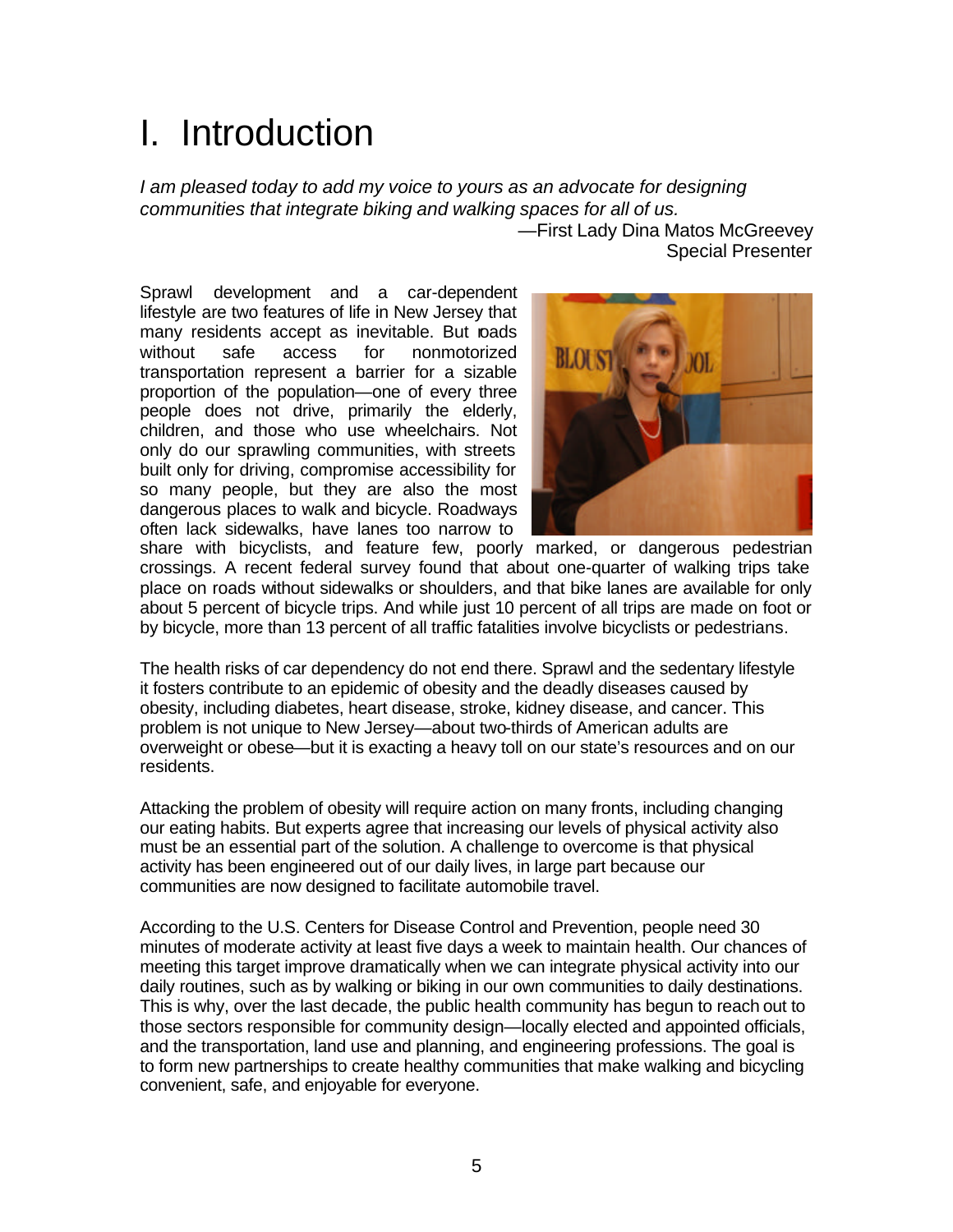# I. Introduction

*I am pleased today to add my voice to yours as an advocate for designing communities that integrate biking and walking spaces for all of us.*

—First Lady Dina Matos McGreevey
Special Presenter

Sprawl development and a car-dependent lifestyle are two features of life in New Jersey that many residents accept as inevitable. But roads without safe access for nonmotorized transportation represent a barrier for a sizable proportion of the population—one of every three people does not drive, primarily the elderly, children, and those who use wheelchairs. Not only do our sprawling communities, with streets built only for driving, compromise accessibility for so many people, but they are also the most dangerous places to walk and bicycle. Roadways often lack sidewalks, have lanes too narrow to share with bicyclists, and feature few, poorly marked, or dangerous pedestrian crossings. A recent federal survey found that about one-quarter of walking trips take place on roads without sidewalks or shoulders, and that bike lanes are available for only about 5 percent of bicycle trips. And while just 10 percent of all trips are made on foot or by bicycle, more than 13 percent of all traffic fatalities involve bicyclists or pedestrians.

The health risks of car dependency do not end there. Sprawl and the sedentary lifestyle it fosters contribute to an epidemic of obesity and the deadly diseases caused by obesity, including diabetes, heart disease, stroke, kidney disease, and cancer. This problem is not unique to New Jersey—about two-thirds of American adults are overweight or obese—but it is exacting a heavy toll on our state's resources and on our residents.

Attacking the problem of obesity will require action on many fronts, including changing our eating habits. But experts agree that increasing our levels of physical activity also must be an essential part of the solution. A challenge to overcome is that physical activity has been engineered out of our daily lives, in large part because our communities are now designed to facilitate automobile travel.

According to the U.S. Centers for Disease Control and Prevention, people need 30 minutes of moderate activity at least five days a week to maintain health. Our chances of meeting this target improve dramatically when we can integrate physical activity into our daily routines, such as by walking or biking in our own communities to daily destinations. This is why, over the last decade, the public health community has begun to reach out to those sectors responsible for community design—locally elected and appointed officials, and the transportation, land use and planning, and engineering professions. The goal is to form new partnerships to create healthy communities that make walking and bicycling convenient, safe, and enjoyable for everyone.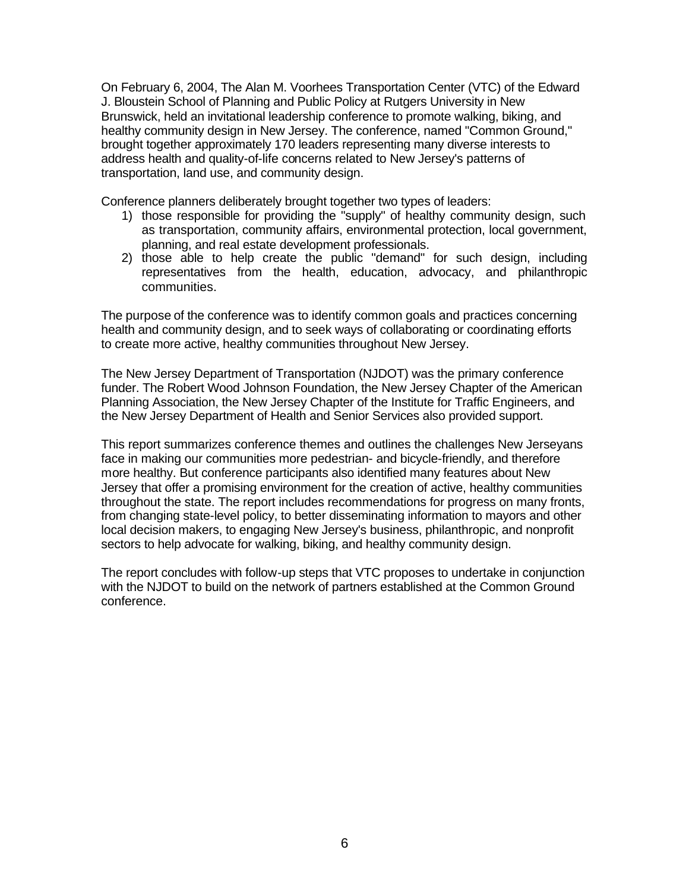On February 6, 2004, The Alan M. Voorhees Transportation Center (VTC) of the Edward J. Bloustein School of Planning and Public Policy at Rutgers University in New Brunswick, held an invitational leadership conference to promote walking, biking, and healthy community design in New Jersey. The conference, named "Common Ground," brought together approximately 170 leaders representing many diverse interests to address health and quality-of-life concerns related to New Jersey's patterns of transportation, land use, and community design.

Conference planners deliberately brought together two types of leaders:

1) those responsible for providing the "supply" of healthy community design, such as transportation, community affairs, environmental protection, local government, planning, and real estate development professionals.
2) those able to help create the public "demand" for such design, including representatives from the health, education, advocacy, and philanthropic communities.

The purpose of the conference was to identify common goals and practices concerning health and community design, and to seek ways of collaborating or coordinating efforts to create more active, healthy communities throughout New Jersey.

The New Jersey Department of Transportation (NJDOT) was the primary conference funder. The Robert Wood Johnson Foundation, the New Jersey Chapter of the American Planning Association, the New Jersey Chapter of the Institute for Traffic Engineers, and the New Jersey Department of Health and Senior Services also provided support.

This report summarizes conference themes and outlines the challenges New Jerseyans face in making our communities more pedestrian- and bicycle-friendly, and therefore more healthy. But conference participants also identified many features about New Jersey that offer a promising environment for the creation of active, healthy communities throughout the state. The report includes recommendations for progress on many fronts, from changing state-level policy, to better disseminating information to mayors and other local decision makers, to engaging New Jersey's business, philanthropic, and nonprofit sectors to help advocate for walking, biking, and healthy community design.

The report concludes with follow-up steps that VTC proposes to undertake in conjunction with the NJDOT to build on the network of partners established at the Common Ground conference.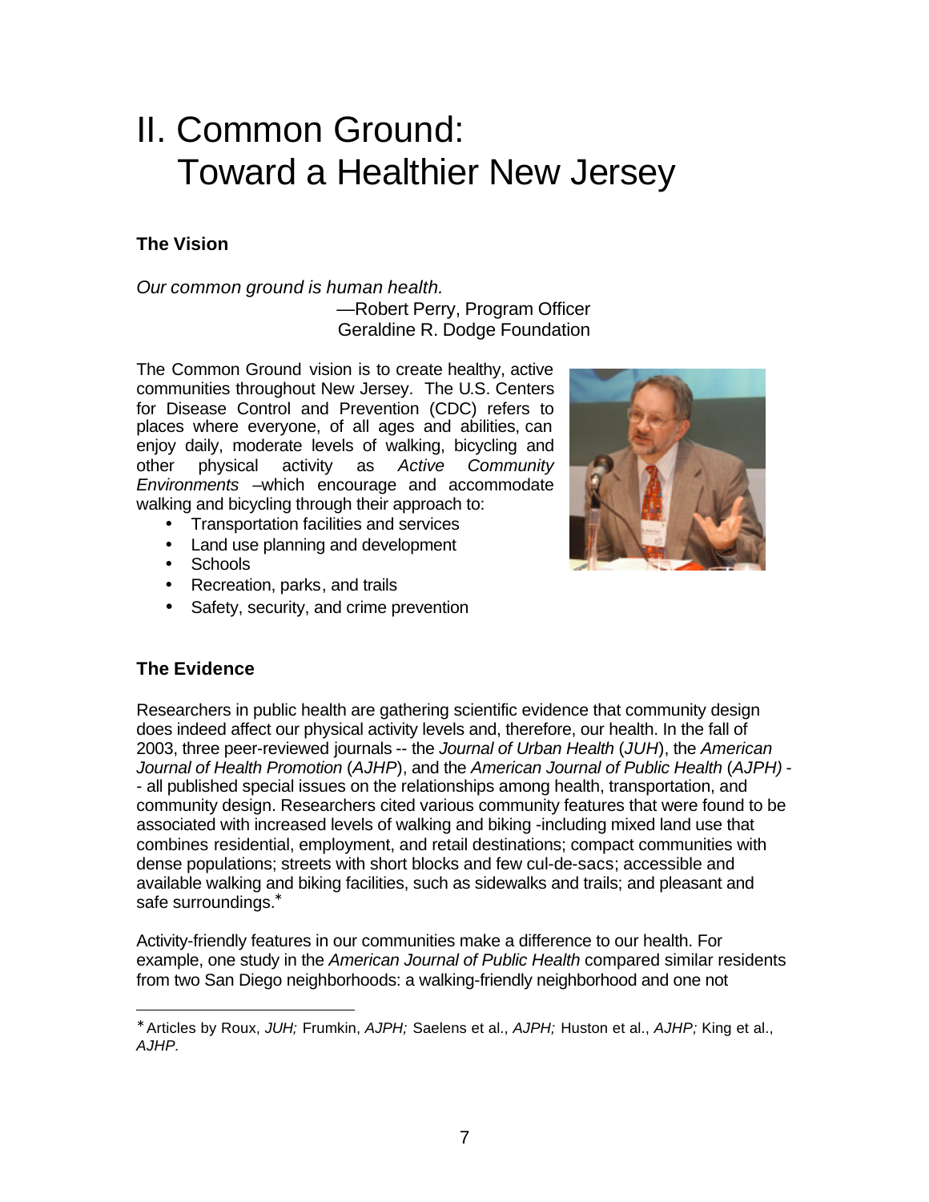# II. Common Ground: Toward a Healthier New Jersey

### The Vision

*Our common ground is human health.*

—Robert Perry, Program Officer
Geraldine R. Dodge Foundation

The Common Ground vision is to create healthy, active communities throughout New Jersey. The U.S. Centers for Disease Control and Prevention (CDC) refers to places where everyone, of all ages and abilities, can enjoy daily, moderate levels of walking, bicycling and other physical activity as *Active Community Environments* –which encourage and accommodate walking and bicycling through their approach to:

- Transportation facilities and services
- Land use planning and development
- Schools
- Recreation, parks, and trails
- Safety, security, and crime prevention

### The Evidence

Researchers in public health are gathering scientific evidence that community design does indeed affect our physical activity levels and, therefore, our health. In the fall of 2003, three peer-reviewed journals -- the *Journal of Urban Health* (*JUH*), the *American Journal of Health Promotion* (*AJHP*), and the *American Journal of Public Health* (*AJPH)* -- all published special issues on the relationships among health, transportation, and community design. Researchers cited various community features that were found to be associated with increased levels of walking and biking -including mixed land use that combines residential, employment, and retail destinations; compact communities with dense populations; streets with short blocks and few cul-de-sacs; accessible and available walking and biking facilities, such as sidewalks and trails; and pleasant and safe surroundings.*

Activity-friendly features in our communities make a difference to our health. For example, one study in the *American Journal of Public Health* compared similar residents from two San Diego neighborhoods: a walking-friendly neighborhood and one not

---

* Articles by Roux, *JUH;* Frumkin, *AJPH;* Saelens et al., *AJPH;* Huston et al., *AJHP;* King et al., *AJHP.*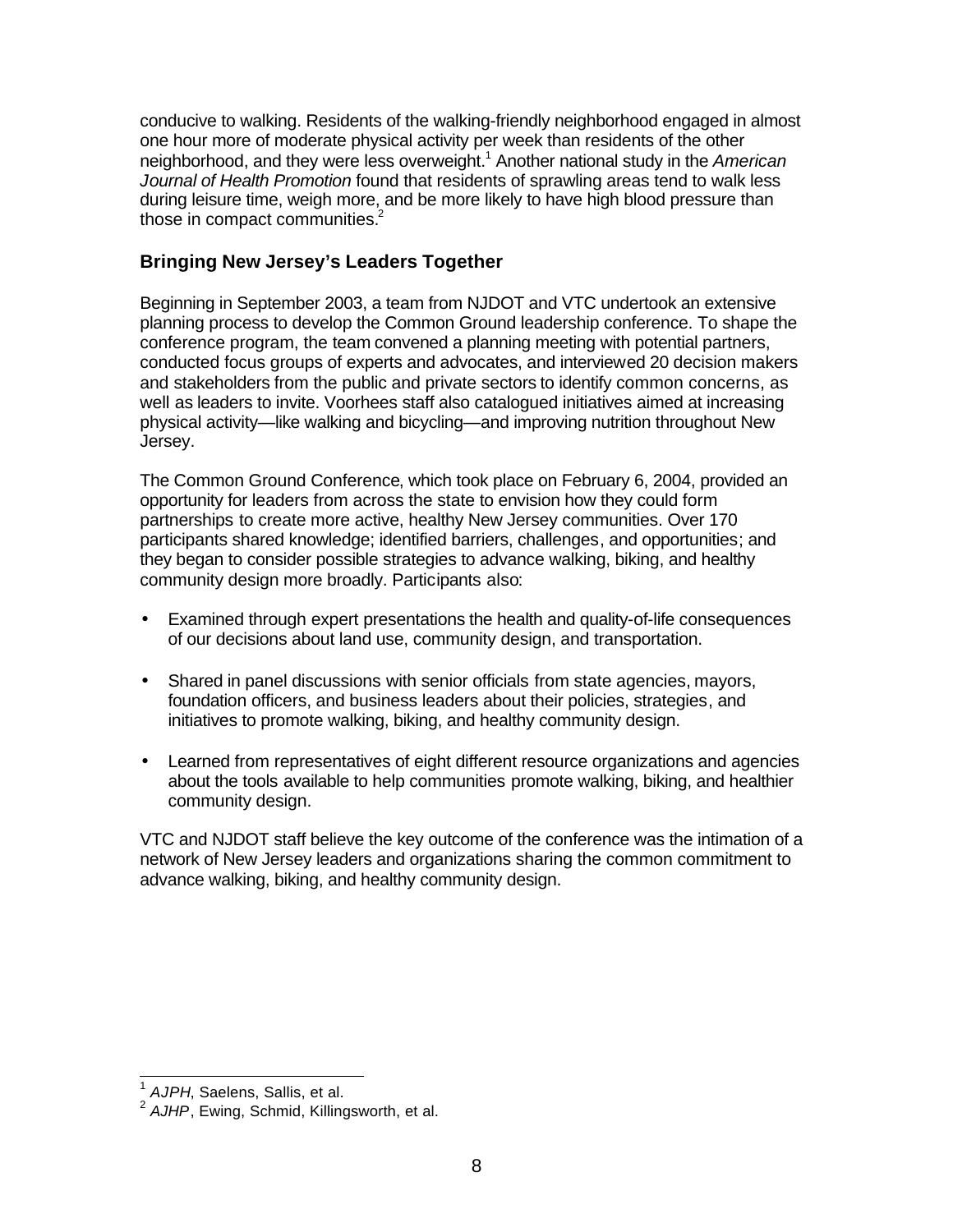conducive to walking. Residents of the walking-friendly neighborhood engaged in almost one hour more of moderate physical activity per week than residents of the other neighborhood, and they were less overweight.[1] Another national study in the *American Journal of Health Promotion* found that residents of sprawling areas tend to walk less during leisure time, weigh more, and be more likely to have high blood pressure than those in compact communities.[2]

## Bringing New Jersey's Leaders Together

Beginning in September 2003, a team from NJDOT and VTC undertook an extensive planning process to develop the Common Ground leadership conference. To shape the conference program, the team convened a planning meeting with potential partners, conducted focus groups of experts and advocates, and interviewed 20 decision makers and stakeholders from the public and private sectors to identify common concerns, as well as leaders to invite. Voorhees staff also catalogued initiatives aimed at increasing physical activity—like walking and bicycling—and improving nutrition throughout New Jersey.

The Common Ground Conference, which took place on February 6, 2004, provided an opportunity for leaders from across the state to envision how they could form partnerships to create more active, healthy New Jersey communities. Over 170 participants shared knowledge; identified barriers, challenges, and opportunities; and they began to consider possible strategies to advance walking, biking, and healthy community design more broadly. Participants also:

- Examined through expert presentations the health and quality-of-life consequences of our decisions about land use, community design, and transportation.
- Shared in panel discussions with senior officials from state agencies, mayors, foundation officers, and business leaders about their policies, strategies, and initiatives to promote walking, biking, and healthy community design.
- Learned from representatives of eight different resource organizations and agencies about the tools available to help communities promote walking, biking, and healthier community design.

VTC and NJDOT staff believe the key outcome of the conference was the intimation of a network of New Jersey leaders and organizations sharing the common commitment to advance walking, biking, and healthy community design.

---

[1] *AJPH*, Saelens, Sallis, et al.

[2] *AJHP*, Ewing, Schmid, Killingsworth, et al.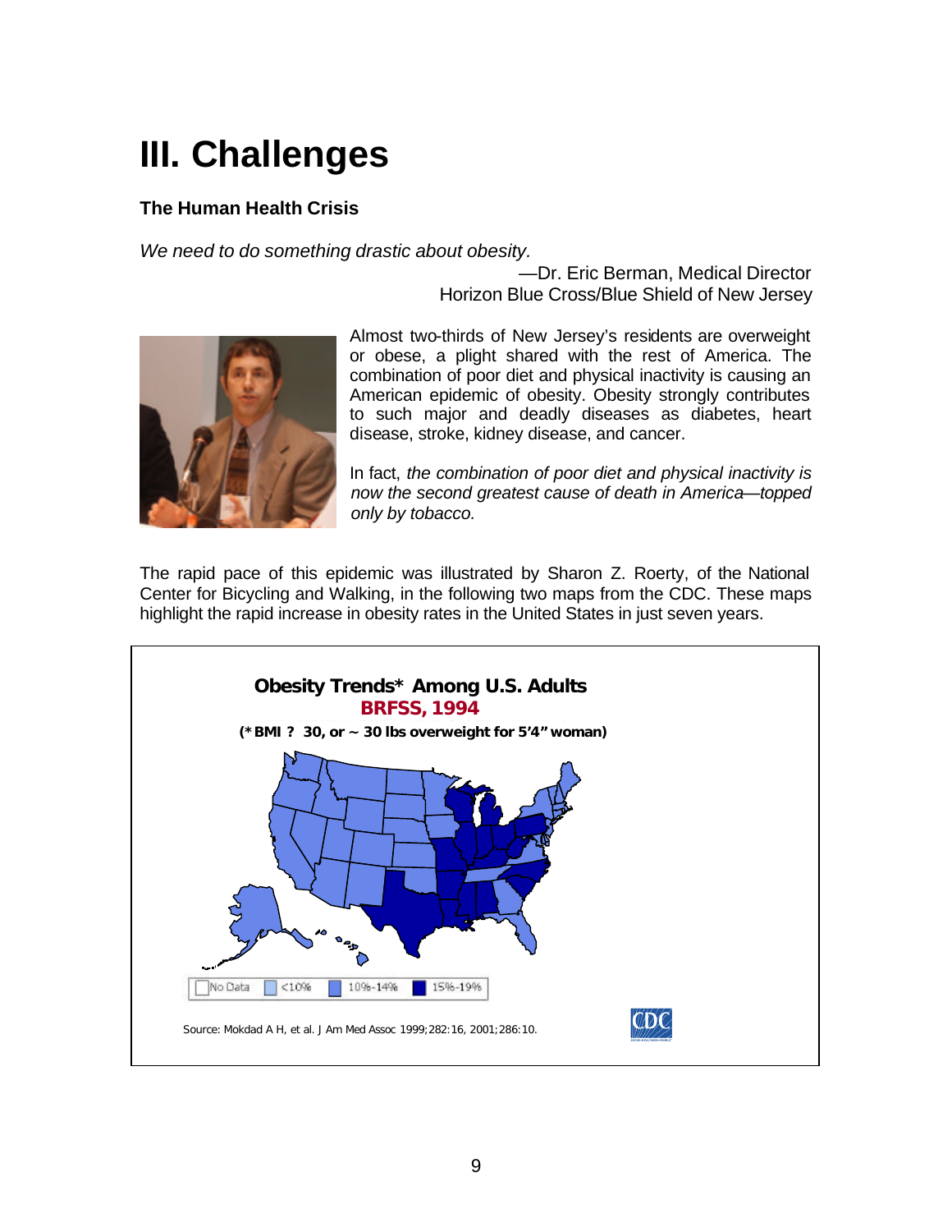# III. Challenges

### The Human Health Crisis

*We need to do something drastic about obesity.*

—Dr. Eric Berman, Medical Director
Horizon Blue Cross/Blue Shield of New Jersey

Almost two-thirds of New Jersey's residents are overweight or obese, a plight shared with the rest of America. The combination of poor diet and physical inactivity is causing an American epidemic of obesity. Obesity strongly contributes to such major and deadly diseases as diabetes, heart disease, stroke, kidney disease, and cancer.

In fact, *the combination of poor diet and physical inactivity is now the second greatest cause of death in America—topped only by tobacco.*

The rapid pace of this epidemic was illustrated by Sharon Z. Roerty, of the National Center for Bicycling and Walking, in the following two maps from the CDC. These maps highlight the rapid increase in obesity rates in the United States in just seven years.

**Obesity Trends* Among U.S. Adults**
**BRFSS, 1994**
**(*BMI ? 30, or ~ 30 lbs overweight for 5'4" woman)**

No Data | <10% | 10%–14% | 15%–19%

Source: Mokdad A H, et al. J Am Med Assoc 1999;282:16, 2001;286:10.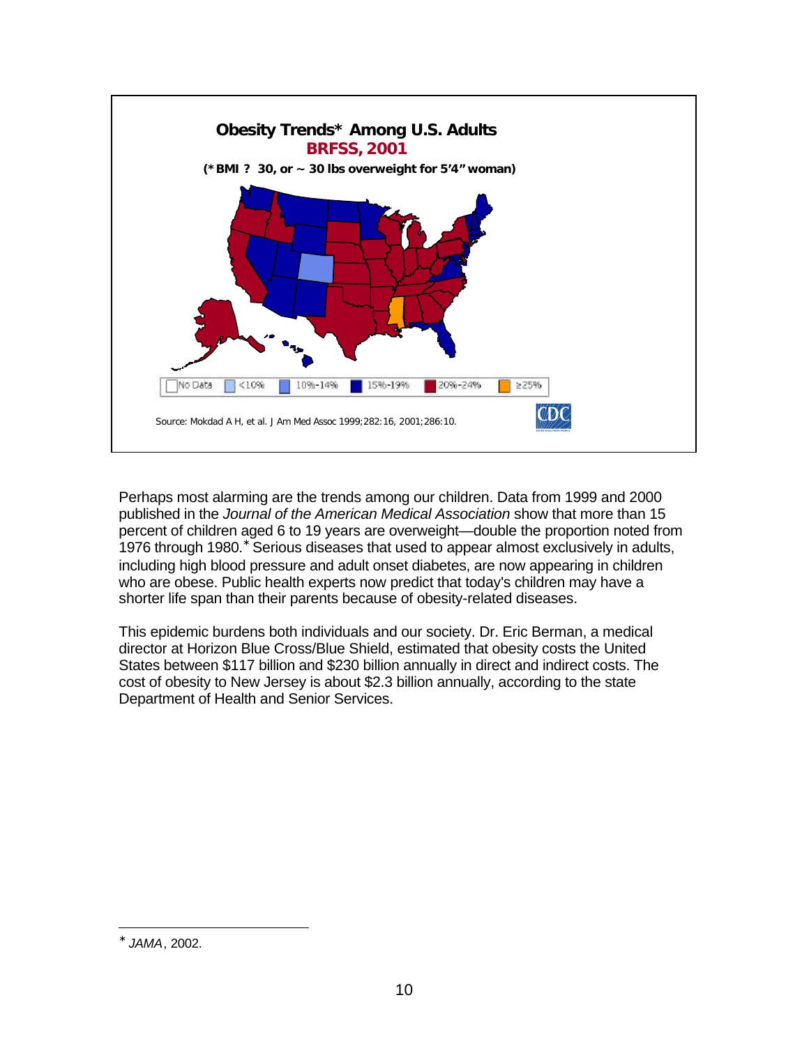**Obesity Trends* Among U.S. Adults**
**BRFSS, 2001**
**(*BMI ? 30, or ~ 30 lbs overweight for 5'4" woman)**

No Data | <10% | 10%-14% | 15%-19% | 20%-24% | ≥25%

Source: Mokdad A H, et al. J Am Med Assoc 1999;282:16, 2001;286:10.

Perhaps most alarming are the trends among our children. Data from 1999 and 2000 published in the *Journal of the American Medical Association* show that more than 15 percent of children aged 6 to 19 years are overweight—double the proportion noted from 1976 through 1980.* Serious diseases that used to appear almost exclusively in adults, including high blood pressure and adult onset diabetes, are now appearing in children who are obese. Public health experts now predict that today's children may have a shorter life span than their parents because of obesity-related diseases.

This epidemic burdens both individuals and our society. Dr. Eric Berman, a medical director at Horizon Blue Cross/Blue Shield, estimated that obesity costs the United States between $117 billion and $230 billion annually in direct and indirect costs. The cost of obesity to New Jersey is about $2.3 billion annually, according to the state Department of Health and Senior Services.

---

* *JAMA*, 2002.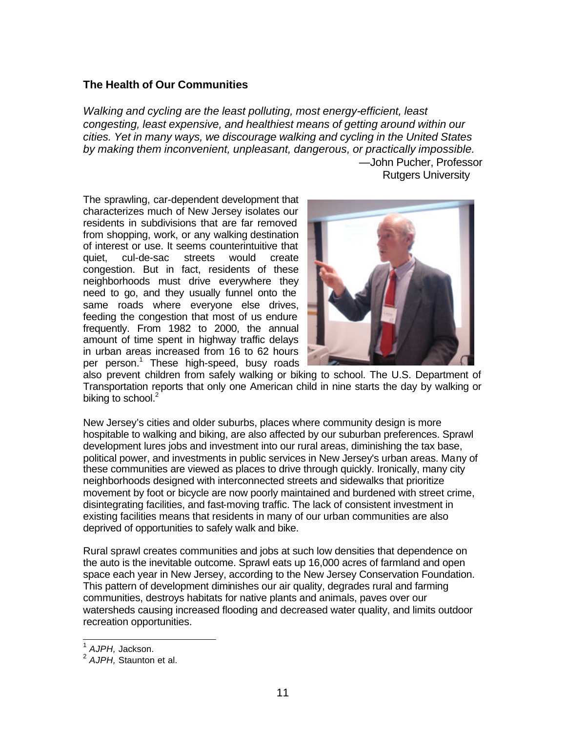## The Health of Our Communities

*Walking and cycling are the least polluting, most energy-efficient, least congesting, least expensive, and healthiest means of getting around within our cities. Yet in many ways, we discourage walking and cycling in the United States by making them inconvenient, unpleasant, dangerous, or practically impossible.*

—John Pucher, Professor
Rutgers University

The sprawling, car-dependent development that characterizes much of New Jersey isolates our residents in subdivisions that are far removed from shopping, work, or any walking destination of interest or use. It seems counterintuitive that quiet, cul-de-sac streets would create congestion. But in fact, residents of these neighborhoods must drive everywhere they need to go, and they usually funnel onto the same roads where everyone else drives, feeding the congestion that most of us endure frequently. From 1982 to 2000, the annual amount of time spent in highway traffic delays in urban areas increased from 16 to 62 hours per person.[1] These high-speed, busy roads also prevent children from safely walking or biking to school. The U.S. Department of Transportation reports that only one American child in nine starts the day by walking or biking to school.[2]

New Jersey's cities and older suburbs, places where community design is more hospitable to walking and biking, are also affected by our suburban preferences. Sprawl development lures jobs and investment into our rural areas, diminishing the tax base, political power, and investments in public services in New Jersey's urban areas. Many of these communities are viewed as places to drive through quickly. Ironically, many city neighborhoods designed with interconnected streets and sidewalks that prioritize movement by foot or bicycle are now poorly maintained and burdened with street crime, disintegrating facilities, and fast-moving traffic. The lack of consistent investment in existing facilities means that residents in many of our urban communities are also deprived of opportunities to safely walk and bike.

Rural sprawl creates communities and jobs at such low densities that dependence on the auto is the inevitable outcome. Sprawl eats up 16,000 acres of farmland and open space each year in New Jersey, according to the New Jersey Conservation Foundation. This pattern of development diminishes our air quality, degrades rural and farming communities, destroys habitats for native plants and animals, paves over our watersheds causing increased flooding and decreased water quality, and limits outdoor recreation opportunities.

---

[1] *AJPH,* Jackson.

[2] *AJPH,* Staunton et al.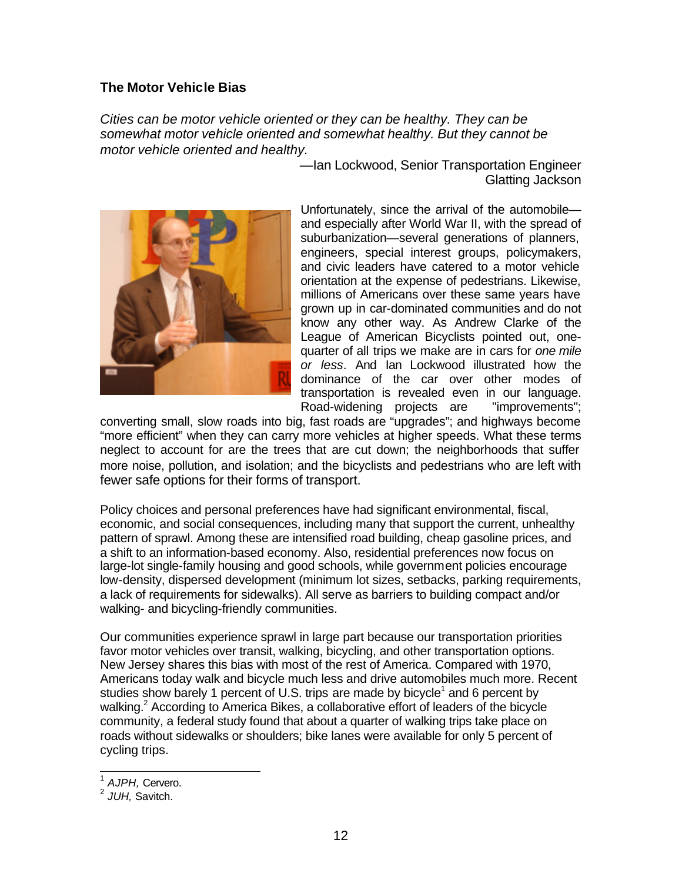### The Motor Vehicle Bias

*Cities can be motor vehicle oriented or they can be healthy. They can be somewhat motor vehicle oriented and somewhat healthy. But they cannot be motor vehicle oriented and healthy.*

—Ian Lockwood, Senior Transportation Engineer
Glatting Jackson

Unfortunately, since the arrival of the automobile—and especially after World War II, with the spread of suburbanization—several generations of planners, engineers, special interest groups, policymakers, and civic leaders have catered to a motor vehicle orientation at the expense of pedestrians. Likewise, millions of Americans over these same years have grown up in car-dominated communities and do not know any other way. As Andrew Clarke of the League of American Bicyclists pointed out, one-quarter of all trips we make are in cars for *one mile or less*. And Ian Lockwood illustrated how the dominance of the car over other modes of transportation is revealed even in our language. Road-widening projects are "improvements"; converting small, slow roads into big, fast roads are "upgrades"; and highways become "more efficient" when they can carry more vehicles at higher speeds. What these terms neglect to account for are the trees that are cut down; the neighborhoods that suffer more noise, pollution, and isolation; and the bicyclists and pedestrians who are left with fewer safe options for their forms of transport.

Policy choices and personal preferences have had significant environmental, fiscal, economic, and social consequences, including many that support the current, unhealthy pattern of sprawl. Among these are intensified road building, cheap gasoline prices, and a shift to an information-based economy. Also, residential preferences now focus on large-lot single-family housing and good schools, while government policies encourage low-density, dispersed development (minimum lot sizes, setbacks, parking requirements, a lack of requirements for sidewalks). All serve as barriers to building compact and/or walking- and bicycling-friendly communities.

Our communities experience sprawl in large part because our transportation priorities favor motor vehicles over transit, walking, bicycling, and other transportation options. New Jersey shares this bias with most of the rest of America. Compared with 1970, Americans today walk and bicycle much less and drive automobiles much more. Recent studies show barely 1 percent of U.S. trips are made by bicycle[1] and 6 percent by walking.[2] According to America Bikes, a collaborative effort of leaders of the bicycle community, a federal study found that about a quarter of walking trips take place on roads without sidewalks or shoulders; bike lanes were available for only 5 percent of cycling trips.

---

[1] *AJPH,* Cervero.

[2] *JUH,* Savitch.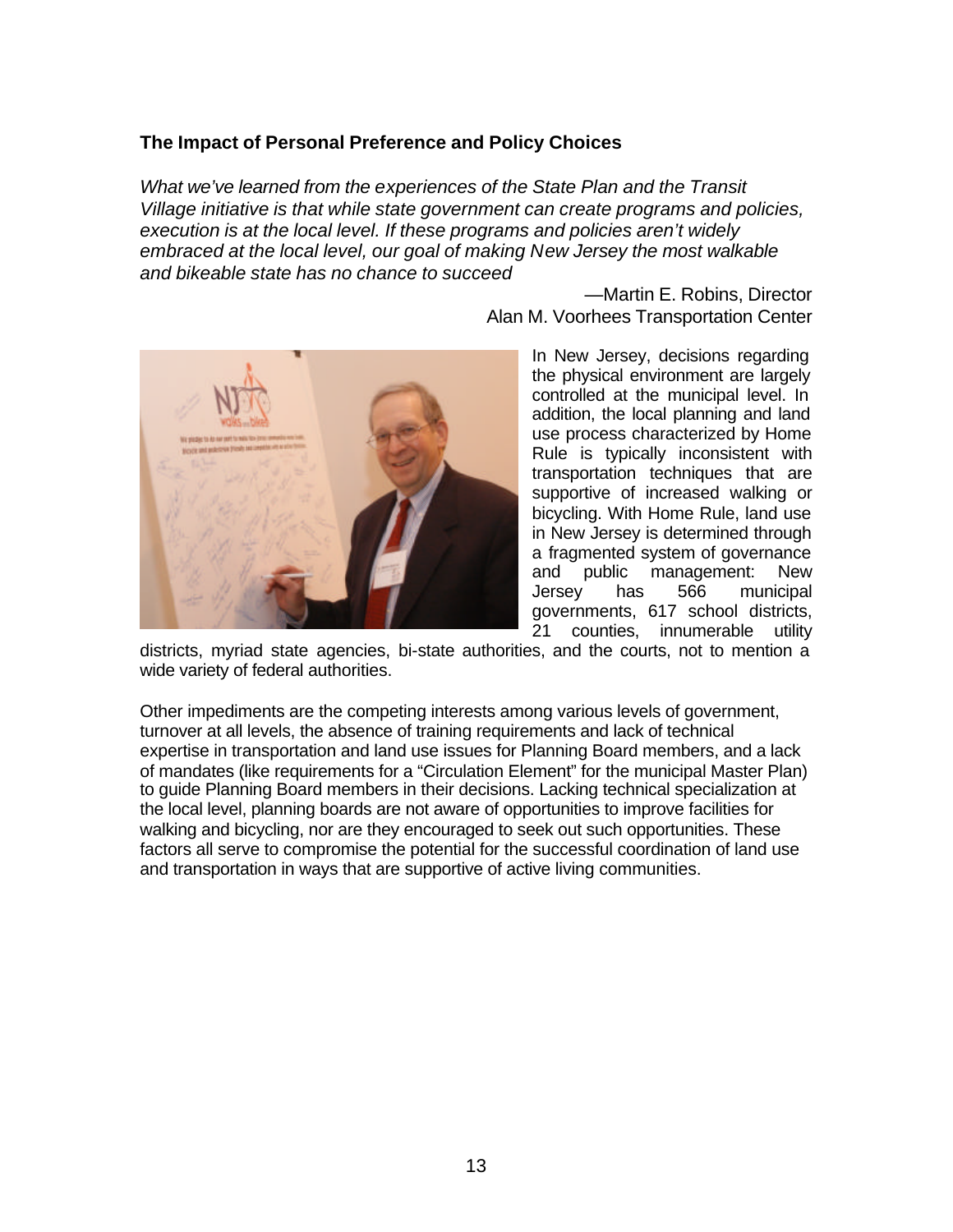## The Impact of Personal Preference and Policy Choices

*What we've learned from the experiences of the State Plan and the Transit Village initiative is that while state government can create programs and policies, execution is at the local level. If these programs and policies aren't widely embraced at the local level, our goal of making New Jersey the most walkable and bikeable state has no chance to succeed*

—Martin E. Robins, Director
Alan M. Voorhees Transportation Center

In New Jersey, decisions regarding the physical environment are largely controlled at the municipal level. In addition, the local planning and land use process characterized by Home Rule is typically inconsistent with transportation techniques that are supportive of increased walking or bicycling. With Home Rule, land use in New Jersey is determined through a fragmented system of governance and public management: New Jersey has 566 municipal governments, 617 school districts, 21 counties, innumerable utility districts, myriad state agencies, bi-state authorities, and the courts, not to mention a wide variety of federal authorities.

Other impediments are the competing interests among various levels of government, turnover at all levels, the absence of training requirements and lack of technical expertise in transportation and land use issues for Planning Board members, and a lack of mandates (like requirements for a "Circulation Element" for the municipal Master Plan) to guide Planning Board members in their decisions. Lacking technical specialization at the local level, planning boards are not aware of opportunities to improve facilities for walking and bicycling, nor are they encouraged to seek out such opportunities. These factors all serve to compromise the potential for the successful coordination of land use and transportation in ways that are supportive of active living communities.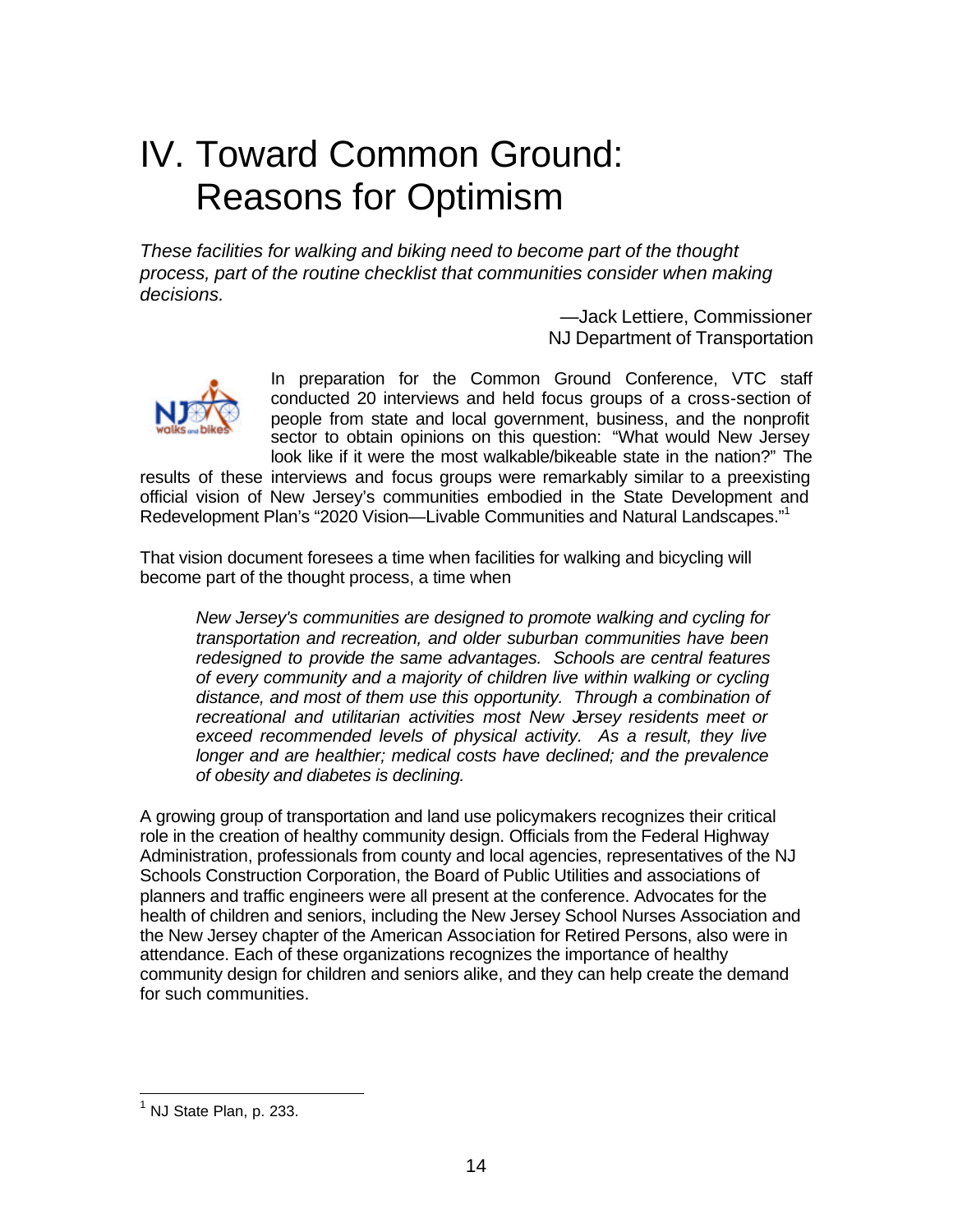# IV. Toward Common Ground: Reasons for Optimism

*These facilities for walking and biking need to become part of the thought process, part of the routine checklist that communities consider when making decisions.*

—Jack Lettiere, Commissioner
NJ Department of Transportation

In preparation for the Common Ground Conference, VTC staff conducted 20 interviews and held focus groups of a cross-section of people from state and local government, business, and the nonprofit sector to obtain opinions on this question: "What would New Jersey look like if it were the most walkable/bikeable state in the nation?" The results of these interviews and focus groups were remarkably similar to a preexisting official vision of New Jersey's communities embodied in the State Development and Redevelopment Plan's "2020 Vision—Livable Communities and Natural Landscapes."[1]

That vision document foresees a time when facilities for walking and bicycling will become part of the thought process, a time when

> *New Jersey's communities are designed to promote walking and cycling for transportation and recreation, and older suburban communities have been redesigned to provide the same advantages. Schools are central features of every community and a majority of children live within walking or cycling distance, and most of them use this opportunity. Through a combination of recreational and utilitarian activities most New Jersey residents meet or exceed recommended levels of physical activity. As a result, they live longer and are healthier; medical costs have declined; and the prevalence of obesity and diabetes is declining.*

A growing group of transportation and land use policymakers recognizes their critical role in the creation of healthy community design. Officials from the Federal Highway Administration, professionals from county and local agencies, representatives of the NJ Schools Construction Corporation, the Board of Public Utilities and associations of planners and traffic engineers were all present at the conference. Advocates for the health of children and seniors, including the New Jersey School Nurses Association and the New Jersey chapter of the American Association for Retired Persons, also were in attendance. Each of these organizations recognizes the importance of healthy community design for children and seniors alike, and they can help create the demand for such communities.

[1] NJ State Plan, p. 233.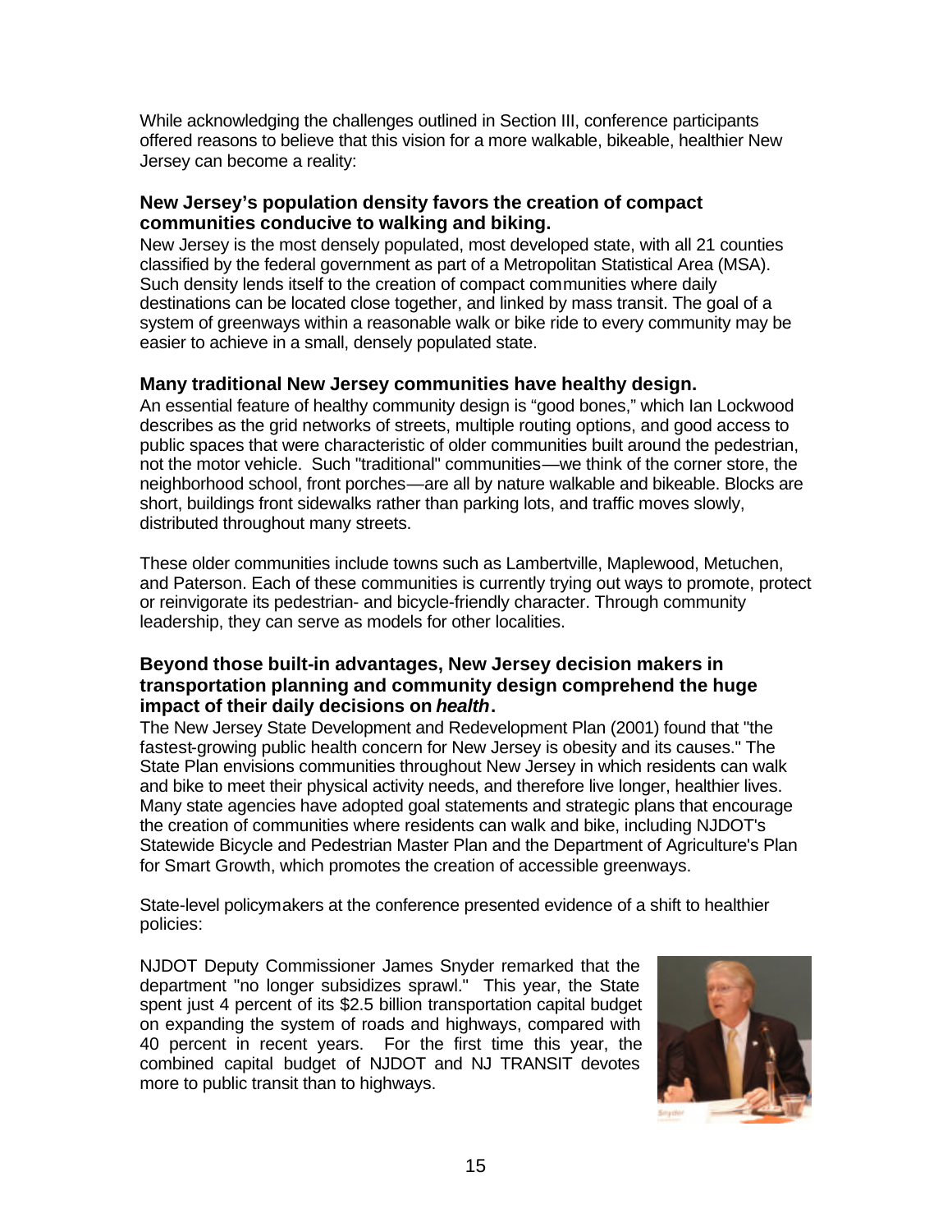While acknowledging the challenges outlined in Section III, conference participants offered reasons to believe that this vision for a more walkable, bikeable, healthier New Jersey can become a reality:

**New Jersey's population density favors the creation of compact communities conducive to walking and biking.**

New Jersey is the most densely populated, most developed state, with all 21 counties classified by the federal government as part of a Metropolitan Statistical Area (MSA). Such density lends itself to the creation of compact communities where daily destinations can be located close together, and linked by mass transit. The goal of a system of greenways within a reasonable walk or bike ride to every community may be easier to achieve in a small, densely populated state.

**Many traditional New Jersey communities have healthy design.**

An essential feature of healthy community design is "good bones," which Ian Lockwood describes as the grid networks of streets, multiple routing options, and good access to public spaces that were characteristic of older communities built around the pedestrian, not the motor vehicle. Such "traditional" communities—we think of the corner store, the neighborhood school, front porches—are all by nature walkable and bikeable. Blocks are short, buildings front sidewalks rather than parking lots, and traffic moves slowly, distributed throughout many streets.

These older communities include towns such as Lambertville, Maplewood, Metuchen, and Paterson. Each of these communities is currently trying out ways to promote, protect or reinvigorate its pedestrian- and bicycle-friendly character. Through community leadership, they can serve as models for other localities.

**Beyond those built-in advantages, New Jersey decision makers in transportation planning and community design comprehend the huge impact of their daily decisions on *health*.**

The New Jersey State Development and Redevelopment Plan (2001) found that "the fastest-growing public health concern for New Jersey is obesity and its causes." The State Plan envisions communities throughout New Jersey in which residents can walk and bike to meet their physical activity needs, and therefore live longer, healthier lives. Many state agencies have adopted goal statements and strategic plans that encourage the creation of communities where residents can walk and bike, including NJDOT's Statewide Bicycle and Pedestrian Master Plan and the Department of Agriculture's Plan for Smart Growth, which promotes the creation of accessible greenways.

State-level policymakers at the conference presented evidence of a shift to healthier policies:

NJDOT Deputy Commissioner James Snyder remarked that the department "no longer subsidizes sprawl." This year, the State spent just 4 percent of its $2.5 billion transportation capital budget on expanding the system of roads and highways, compared with 40 percent in recent years. For the first time this year, the combined capital budget of NJDOT and NJ TRANSIT devotes more to public transit than to highways.

Snyder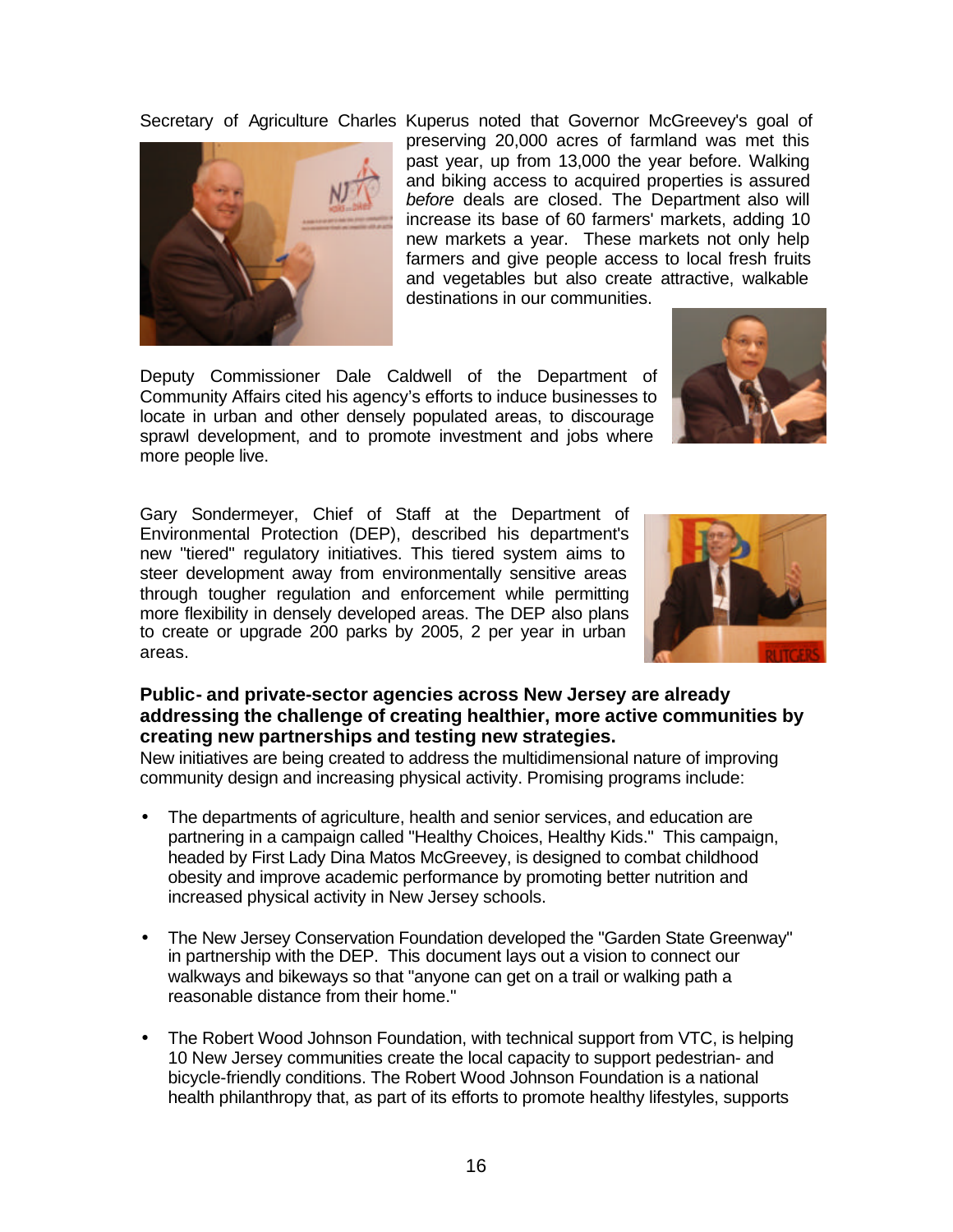Secretary of Agriculture Charles Kuperus noted that Governor McGreevey's goal of preserving 20,000 acres of farmland was met this past year, up from 13,000 the year before. Walking and biking access to acquired properties is assured *before* deals are closed. The Department also will increase its base of 60 farmers' markets, adding 10 new markets a year. These markets not only help farmers and give people access to local fresh fruits and vegetables but also create attractive, walkable destinations in our communities.

Deputy Commissioner Dale Caldwell of the Department of Community Affairs cited his agency's efforts to induce businesses to locate in urban and other densely populated areas, to discourage sprawl development, and to promote investment and jobs where more people live.

Gary Sondermeyer, Chief of Staff at the Department of Environmental Protection (DEP), described his department's new "tiered" regulatory initiatives. This tiered system aims to steer development away from environmentally sensitive areas through tougher regulation and enforcement while permitting more flexibility in densely developed areas. The DEP also plans to create or upgrade 200 parks by 2005, 2 per year in urban areas.

**Public- and private-sector agencies across New Jersey are already addressing the challenge of creating healthier, more active communities by creating new partnerships and testing new strategies.**

New initiatives are being created to address the multidimensional nature of improving community design and increasing physical activity. Promising programs include:

- The departments of agriculture, health and senior services, and education are partnering in a campaign called "Healthy Choices, Healthy Kids." This campaign, headed by First Lady Dina Matos McGreevey, is designed to combat childhood obesity and improve academic performance by promoting better nutrition and increased physical activity in New Jersey schools.

- The New Jersey Conservation Foundation developed the "Garden State Greenway" in partnership with the DEP. This document lays out a vision to connect our walkways and bikeways so that "anyone can get on a trail or walking path a reasonable distance from their home."

- The Robert Wood Johnson Foundation, with technical support from VTC, is helping 10 New Jersey communities create the local capacity to support pedestrian- and bicycle-friendly conditions. The Robert Wood Johnson Foundation is a national health philanthropy that, as part of its efforts to promote healthy lifestyles, supports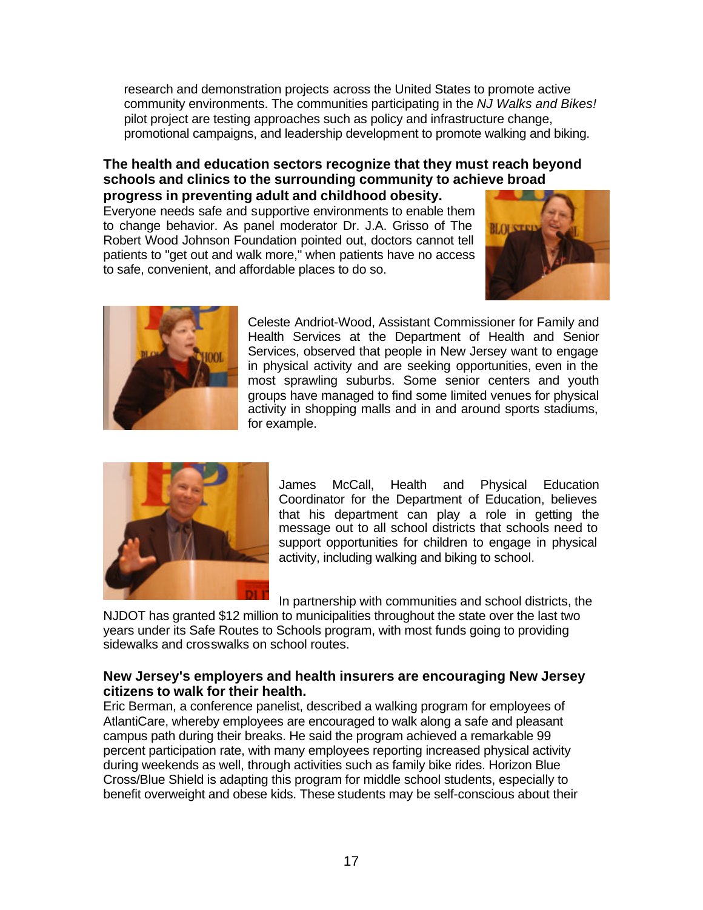research and demonstration projects across the United States to promote active community environments. The communities participating in the *NJ Walks and Bikes!* pilot project are testing approaches such as policy and infrastructure change, promotional campaigns, and leadership development to promote walking and biking.

**The health and education sectors recognize that they must reach beyond schools and clinics to the surrounding community to achieve broad progress in preventing adult and childhood obesity.**

Everyone needs safe and supportive environments to enable them to change behavior. As panel moderator Dr. J.A. Grisso of The Robert Wood Johnson Foundation pointed out, doctors cannot tell patients to "get out and walk more," when patients have no access to safe, convenient, and affordable places to do so.

Celeste Andriot-Wood, Assistant Commissioner for Family and Health Services at the Department of Health and Senior Services, observed that people in New Jersey want to engage in physical activity and are seeking opportunities, even in the most sprawling suburbs. Some senior centers and youth groups have managed to find some limited venues for physical activity in shopping malls and in and around sports stadiums, for example.

James McCall, Health and Physical Education Coordinator for the Department of Education, believes that his department can play a role in getting the message out to all school districts that schools need to support opportunities for children to engage in physical activity, including walking and biking to school.

In partnership with communities and school districts, the NJDOT has granted $12 million to municipalities throughout the state over the last two years under its Safe Routes to Schools program, with most funds going to providing sidewalks and crosswalks on school routes.

**New Jersey's employers and health insurers are encouraging New Jersey citizens to walk for their health.**

Eric Berman, a conference panelist, described a walking program for employees of AtlantiCare, whereby employees are encouraged to walk along a safe and pleasant campus path during their breaks. He said the program achieved a remarkable 99 percent participation rate, with many employees reporting increased physical activity during weekends as well, through activities such as family bike rides. Horizon Blue Cross/Blue Shield is adapting this program for middle school students, especially to benefit overweight and obese kids. These students may be self-conscious about their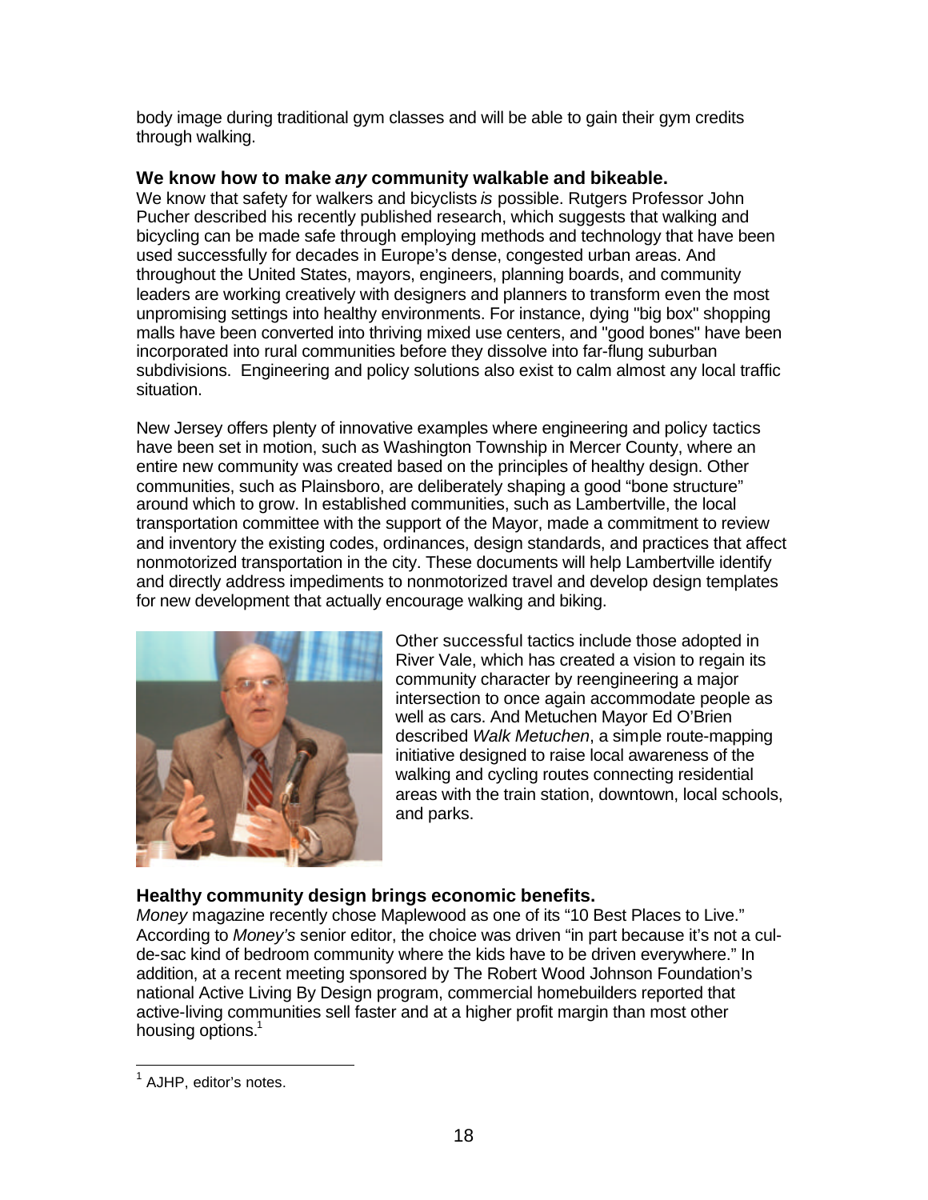body image during traditional gym classes and will be able to gain their gym credits through walking.

### We know how to make *any* community walkable and bikeable.

We know that safety for walkers and bicyclists *is* possible. Rutgers Professor John Pucher described his recently published research, which suggests that walking and bicycling can be made safe through employing methods and technology that have been used successfully for decades in Europe's dense, congested urban areas. And throughout the United States, mayors, engineers, planning boards, and community leaders are working creatively with designers and planners to transform even the most unpromising settings into healthy environments. For instance, dying "big box" shopping malls have been converted into thriving mixed use centers, and "good bones" have been incorporated into rural communities before they dissolve into far-flung suburban subdivisions. Engineering and policy solutions also exist to calm almost any local traffic situation.

New Jersey offers plenty of innovative examples where engineering and policy tactics have been set in motion, such as Washington Township in Mercer County, where an entire new community was created based on the principles of healthy design. Other communities, such as Plainsboro, are deliberately shaping a good "bone structure" around which to grow. In established communities, such as Lambertville, the local transportation committee with the support of the Mayor, made a commitment to review and inventory the existing codes, ordinances, design standards, and practices that affect nonmotorized transportation in the city. These documents will help Lambertville identify and directly address impediments to nonmotorized travel and develop design templates for new development that actually encourage walking and biking.

Other successful tactics include those adopted in River Vale, which has created a vision to regain its community character by reengineering a major intersection to once again accommodate people as well as cars. And Metuchen Mayor Ed O'Brien described *Walk Metuchen*, a simple route-mapping initiative designed to raise local awareness of the walking and cycling routes connecting residential areas with the train station, downtown, local schools, and parks.

### Healthy community design brings economic benefits.

*Money* magazine recently chose Maplewood as one of its "10 Best Places to Live." According to *Money's* senior editor, the choice was driven "in part because it's not a cul-de-sac kind of bedroom community where the kids have to be driven everywhere." In addition, at a recent meeting sponsored by The Robert Wood Johnson Foundation's national Active Living By Design program, commercial homebuilders reported that active-living communities sell faster and at a higher profit margin than most other housing options.[1]

---

[1] AJHP, editor's notes.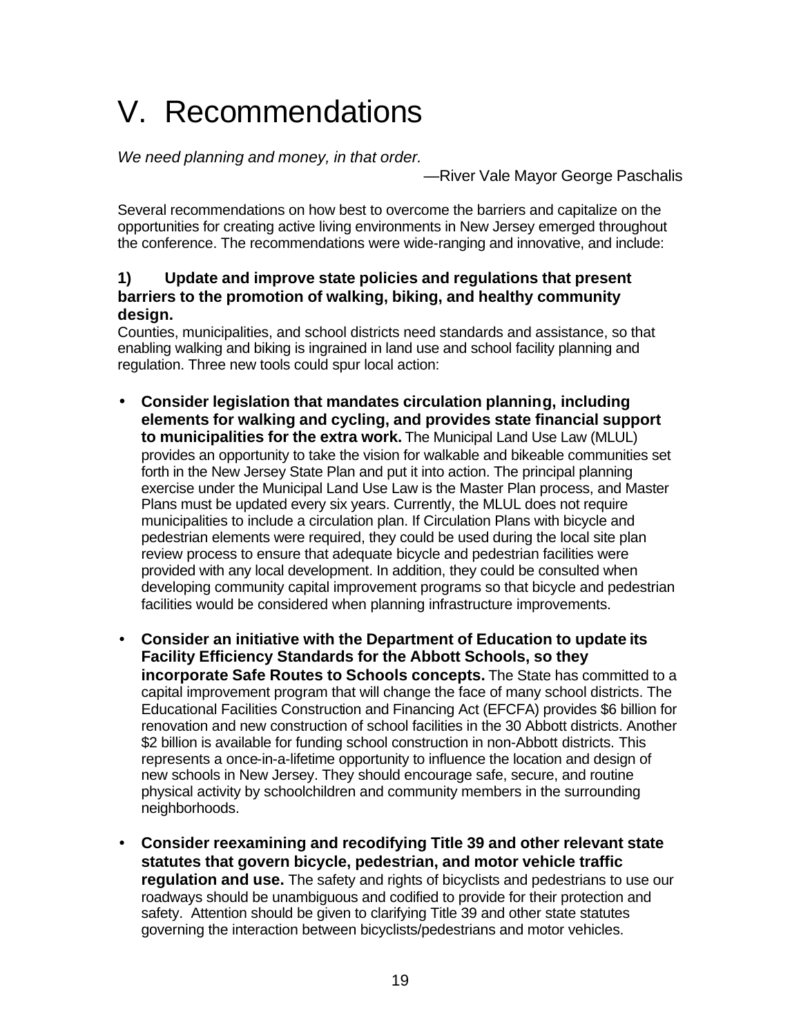# V. Recommendations

*We need planning and money, in that order.*

—River Vale Mayor George Paschalis

Several recommendations on how best to overcome the barriers and capitalize on the opportunities for creating active living environments in New Jersey emerged throughout the conference. The recommendations were wide-ranging and innovative, and include:

### 1) Update and improve state policies and regulations that present barriers to the promotion of walking, biking, and healthy community design.

Counties, municipalities, and school districts need standards and assistance, so that enabling walking and biking is ingrained in land use and school facility planning and regulation. Three new tools could spur local action:

- **Consider legislation that mandates circulation planning, including elements for walking and cycling, and provides state financial support to municipalities for the extra work.** The Municipal Land Use Law (MLUL) provides an opportunity to take the vision for walkable and bikeable communities set forth in the New Jersey State Plan and put it into action. The principal planning exercise under the Municipal Land Use Law is the Master Plan process, and Master Plans must be updated every six years. Currently, the MLUL does not require municipalities to include a circulation plan. If Circulation Plans with bicycle and pedestrian elements were required, they could be used during the local site plan review process to ensure that adequate bicycle and pedestrian facilities were provided with any local development. In addition, they could be consulted when developing community capital improvement programs so that bicycle and pedestrian facilities would be considered when planning infrastructure improvements.

- **Consider an initiative with the Department of Education to update its Facility Efficiency Standards for the Abbott Schools, so they incorporate Safe Routes to Schools concepts.** The State has committed to a capital improvement program that will change the face of many school districts. The Educational Facilities Construction and Financing Act (EFCFA) provides $6 billion for renovation and new construction of school facilities in the 30 Abbott districts. Another $2 billion is available for funding school construction in non-Abbott districts. This represents a once-in-a-lifetime opportunity to influence the location and design of new schools in New Jersey. They should encourage safe, secure, and routine physical activity by schoolchildren and community members in the surrounding neighborhoods.

- **Consider reexamining and recodifying Title 39 and other relevant state statutes that govern bicycle, pedestrian, and motor vehicle traffic regulation and use.** The safety and rights of bicyclists and pedestrians to use our roadways should be unambiguous and codified to provide for their protection and safety. Attention should be given to clarifying Title 39 and other state statutes governing the interaction between bicyclists/pedestrians and motor vehicles.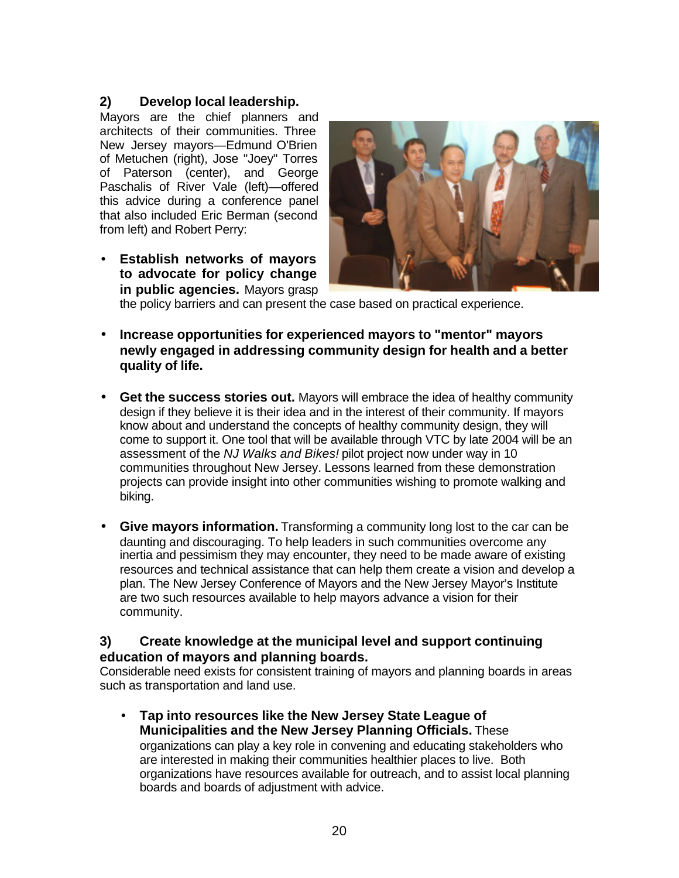### 2) Develop local leadership.

Mayors are the chief planners and architects of their communities. Three New Jersey mayors—Edmund O'Brien of Metuchen (right), Jose "Joey" Torres of Paterson (center), and George Paschalis of River Vale (left)—offered this advice during a conference panel that also included Eric Berman (second from left) and Robert Perry:

- **Establish networks of mayors to advocate for policy change in public agencies.** Mayors grasp the policy barriers and can present the case based on practical experience.
- **Increase opportunities for experienced mayors to "mentor" mayors newly engaged in addressing community design for health and a better quality of life.**
- **Get the success stories out.** Mayors will embrace the idea of healthy community design if they believe it is their idea and in the interest of their community. If mayors know about and understand the concepts of healthy community design, they will come to support it. One tool that will be available through VTC by late 2004 will be an assessment of the *NJ Walks and Bikes!* pilot project now under way in 10 communities throughout New Jersey. Lessons learned from these demonstration projects can provide insight into other communities wishing to promote walking and biking.
- **Give mayors information.** Transforming a community long lost to the car can be daunting and discouraging. To help leaders in such communities overcome any inertia and pessimism they may encounter, they need to be made aware of existing resources and technical assistance that can help them create a vision and develop a plan. The New Jersey Conference of Mayors and the New Jersey Mayor's Institute are two such resources available to help mayors advance a vision for their community.

### 3) Create knowledge at the municipal level and support continuing education of mayors and planning boards.

Considerable need exists for consistent training of mayors and planning boards in areas such as transportation and land use.

- **Tap into resources like the New Jersey State League of Municipalities and the New Jersey Planning Officials.** These organizations can play a key role in convening and educating stakeholders who are interested in making their communities healthier places to live. Both organizations have resources available for outreach, and to assist local planning boards and boards of adjustment with advice.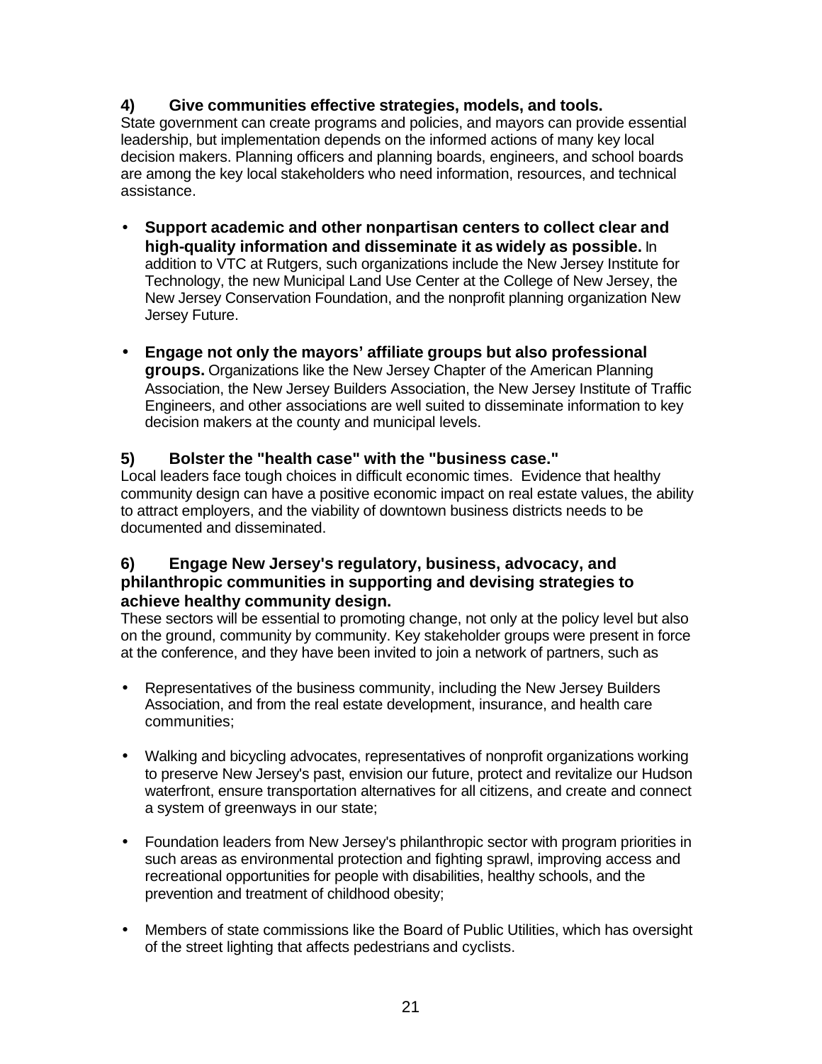### 4) Give communities effective strategies, models, and tools.

State government can create programs and policies, and mayors can provide essential leadership, but implementation depends on the informed actions of many key local decision makers. Planning officers and planning boards, engineers, and school boards are among the key local stakeholders who need information, resources, and technical assistance.

- **Support academic and other nonpartisan centers to collect clear and high-quality information and disseminate it as widely as possible.** In addition to VTC at Rutgers, such organizations include the New Jersey Institute for Technology, the new Municipal Land Use Center at the College of New Jersey, the New Jersey Conservation Foundation, and the nonprofit planning organization New Jersey Future.

- **Engage not only the mayors' affiliate groups but also professional groups.** Organizations like the New Jersey Chapter of the American Planning Association, the New Jersey Builders Association, the New Jersey Institute of Traffic Engineers, and other associations are well suited to disseminate information to key decision makers at the county and municipal levels.

### 5) Bolster the "health case" with the "business case."

Local leaders face tough choices in difficult economic times. Evidence that healthy community design can have a positive economic impact on real estate values, the ability to attract employers, and the viability of downtown business districts needs to be documented and disseminated.

### 6) Engage New Jersey's regulatory, business, advocacy, and philanthropic communities in supporting and devising strategies to achieve healthy community design.

These sectors will be essential to promoting change, not only at the policy level but also on the ground, community by community. Key stakeholder groups were present in force at the conference, and they have been invited to join a network of partners, such as

- Representatives of the business community, including the New Jersey Builders Association, and from the real estate development, insurance, and health care communities;

- Walking and bicycling advocates, representatives of nonprofit organizations working to preserve New Jersey's past, envision our future, protect and revitalize our Hudson waterfront, ensure transportation alternatives for all citizens, and create and connect a system of greenways in our state;

- Foundation leaders from New Jersey's philanthropic sector with program priorities in such areas as environmental protection and fighting sprawl, improving access and recreational opportunities for people with disabilities, healthy schools, and the prevention and treatment of childhood obesity;

- Members of state commissions like the Board of Public Utilities, which has oversight of the street lighting that affects pedestrians and cyclists.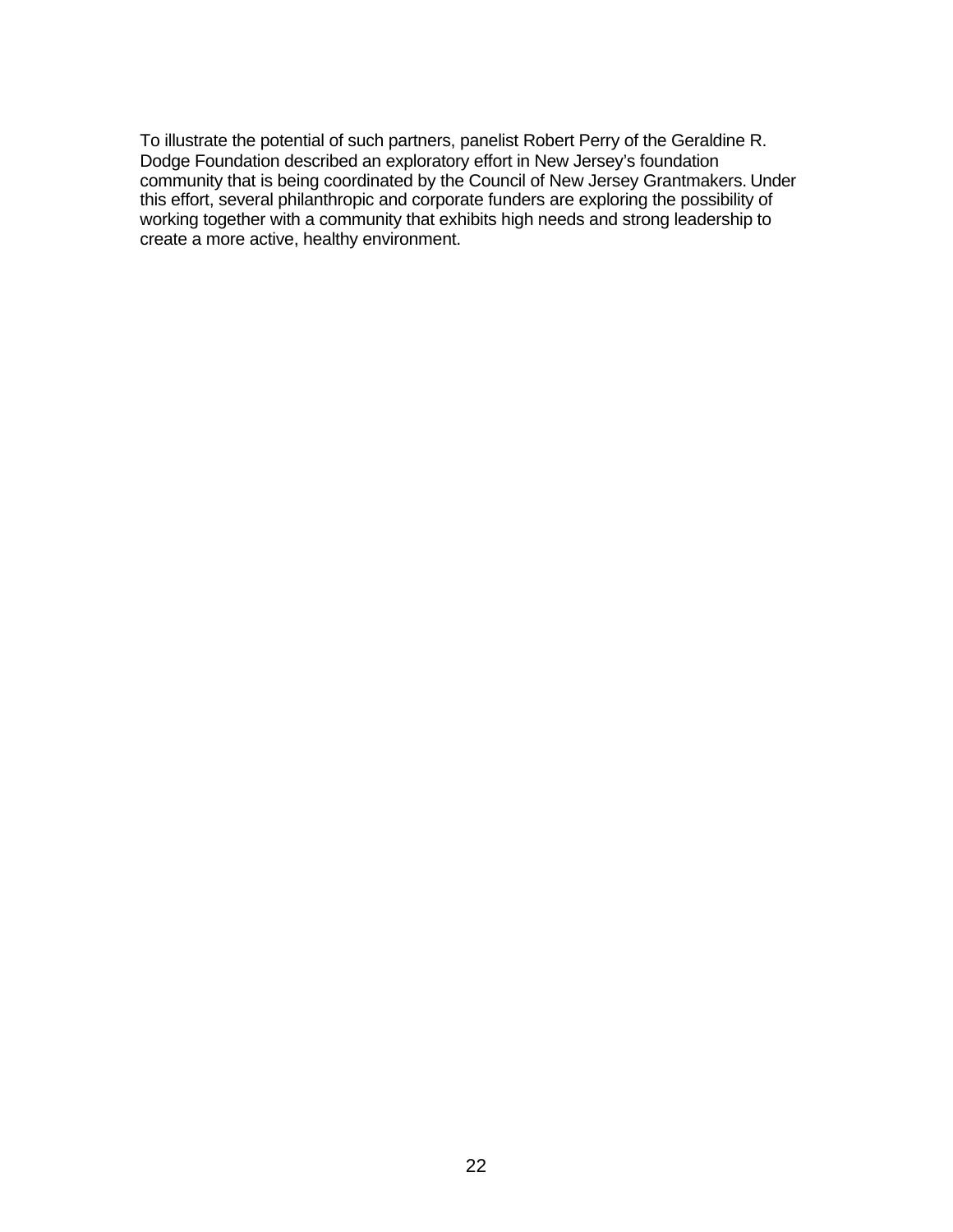To illustrate the potential of such partners, panelist Robert Perry of the Geraldine R. Dodge Foundation described an exploratory effort in New Jersey's foundation community that is being coordinated by the Council of New Jersey Grantmakers. Under this effort, several philanthropic and corporate funders are exploring the possibility of working together with a community that exhibits high needs and strong leadership to create a more active, healthy environment.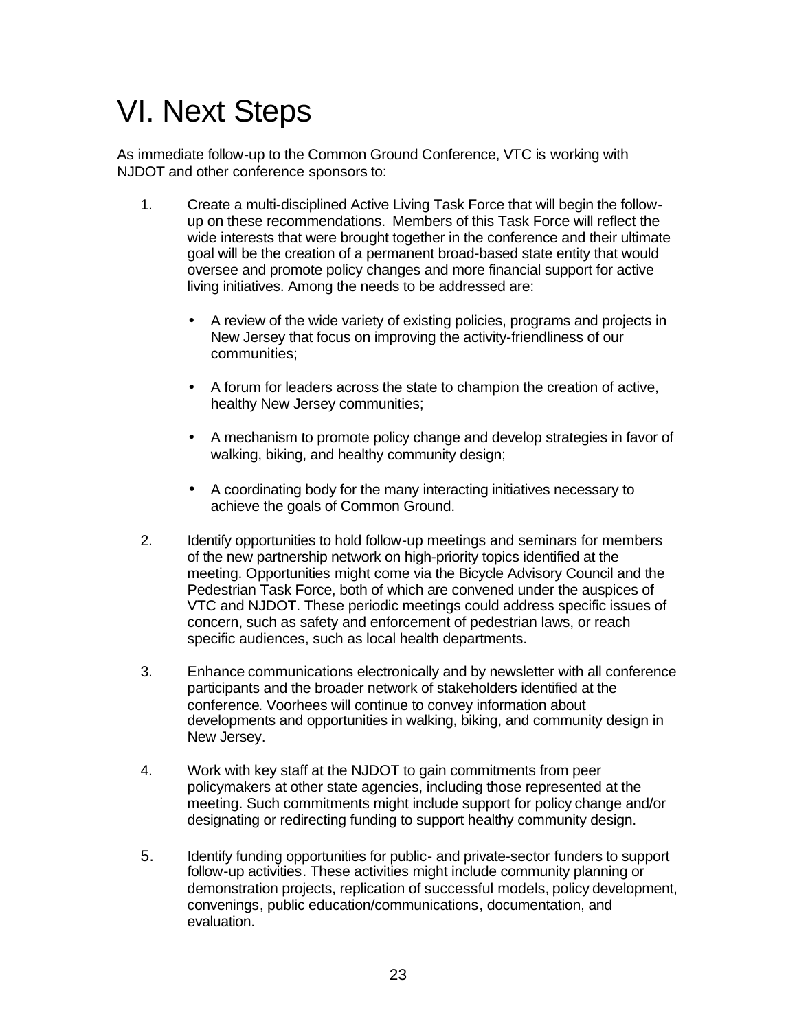# VI. Next Steps

As immediate follow-up to the Common Ground Conference, VTC is working with NJDOT and other conference sponsors to:

1. Create a multi-disciplined Active Living Task Force that will begin the follow-up on these recommendations. Members of this Task Force will reflect the wide interests that were brought together in the conference and their ultimate goal will be the creation of a permanent broad-based state entity that would oversee and promote policy changes and more financial support for active living initiatives. Among the needs to be addressed are:

   - A review of the wide variety of existing policies, programs and projects in New Jersey that focus on improving the activity-friendliness of our communities;

   - A forum for leaders across the state to champion the creation of active, healthy New Jersey communities;

   - A mechanism to promote policy change and develop strategies in favor of walking, biking, and healthy community design;

   - A coordinating body for the many interacting initiatives necessary to achieve the goals of Common Ground.

2. Identify opportunities to hold follow-up meetings and seminars for members of the new partnership network on high-priority topics identified at the meeting. Opportunities might come via the Bicycle Advisory Council and the Pedestrian Task Force, both of which are convened under the auspices of VTC and NJDOT. These periodic meetings could address specific issues of concern, such as safety and enforcement of pedestrian laws, or reach specific audiences, such as local health departments.

3. Enhance communications electronically and by newsletter with all conference participants and the broader network of stakeholders identified at the conference. Voorhees will continue to convey information about developments and opportunities in walking, biking, and community design in New Jersey.

4. Work with key staff at the NJDOT to gain commitments from peer policymakers at other state agencies, including those represented at the meeting. Such commitments might include support for policy change and/or designating or redirecting funding to support healthy community design.

5. Identify funding opportunities for public- and private-sector funders to support follow-up activities. These activities might include community planning or demonstration projects, replication of successful models, policy development, convenings, public education/communications, documentation, and evaluation.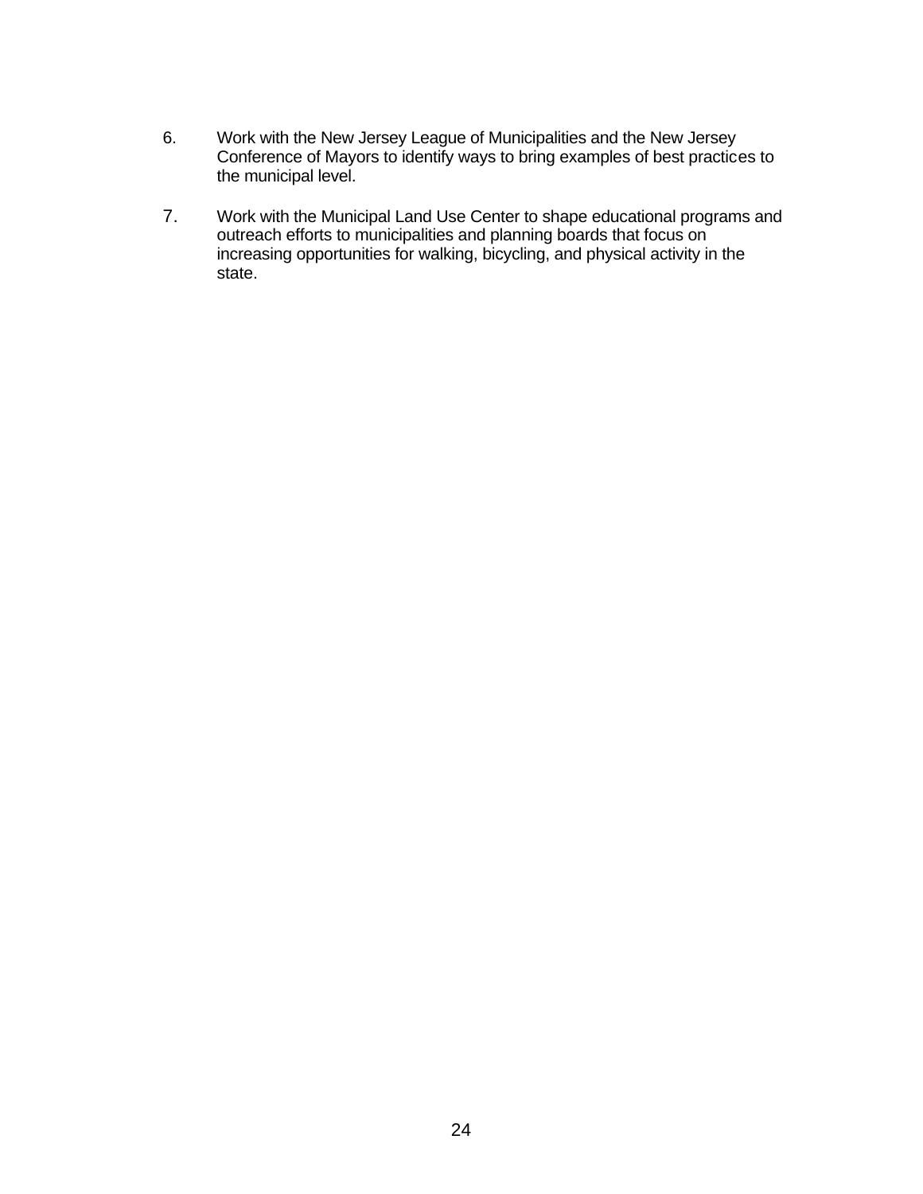6. Work with the New Jersey League of Municipalities and the New Jersey Conference of Mayors to identify ways to bring examples of best practices to the municipal level.

7. Work with the Municipal Land Use Center to shape educational programs and outreach efforts to municipalities and planning boards that focus on increasing opportunities for walking, bicycling, and physical activity in the state.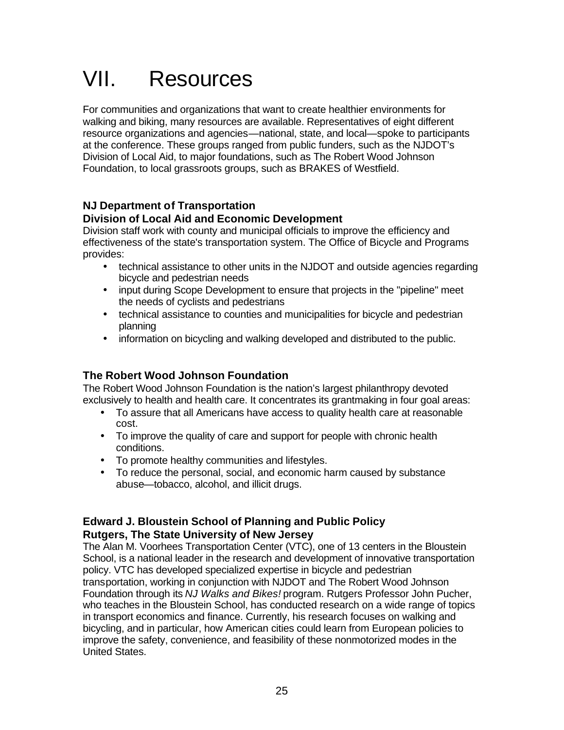# VII. Resources

For communities and organizations that want to create healthier environments for walking and biking, many resources are available. Representatives of eight different resource organizations and agencies—national, state, and local—spoke to participants at the conference. These groups ranged from public funders, such as the NJDOT's Division of Local Aid, to major foundations, such as The Robert Wood Johnson Foundation, to local grassroots groups, such as BRAKES of Westfield.

**NJ Department of Transportation**
**Division of Local Aid and Economic Development**

Division staff work with county and municipal officials to improve the efficiency and effectiveness of the state's transportation system. The Office of Bicycle and Programs provides:

- technical assistance to other units in the NJDOT and outside agencies regarding bicycle and pedestrian needs
- input during Scope Development to ensure that projects in the "pipeline" meet the needs of cyclists and pedestrians
- technical assistance to counties and municipalities for bicycle and pedestrian planning
- information on bicycling and walking developed and distributed to the public.

**The Robert Wood Johnson Foundation**

The Robert Wood Johnson Foundation is the nation's largest philanthropy devoted exclusively to health and health care. It concentrates its grantmaking in four goal areas:

- To assure that all Americans have access to quality health care at reasonable cost.
- To improve the quality of care and support for people with chronic health conditions.
- To promote healthy communities and lifestyles.
- To reduce the personal, social, and economic harm caused by substance abuse—tobacco, alcohol, and illicit drugs.

**Edward J. Bloustein School of Planning and Public Policy**
**Rutgers, The State University of New Jersey**

The Alan M. Voorhees Transportation Center (VTC), one of 13 centers in the Bloustein School, is a national leader in the research and development of innovative transportation policy. VTC has developed specialized expertise in bicycle and pedestrian transportation, working in conjunction with NJDOT and The Robert Wood Johnson Foundation through its *NJ Walks and Bikes!* program. Rutgers Professor John Pucher, who teaches in the Bloustein School, has conducted research on a wide range of topics in transport economics and finance. Currently, his research focuses on walking and bicycling, and in particular, how American cities could learn from European policies to improve the safety, convenience, and feasibility of these nonmotorized modes in the United States.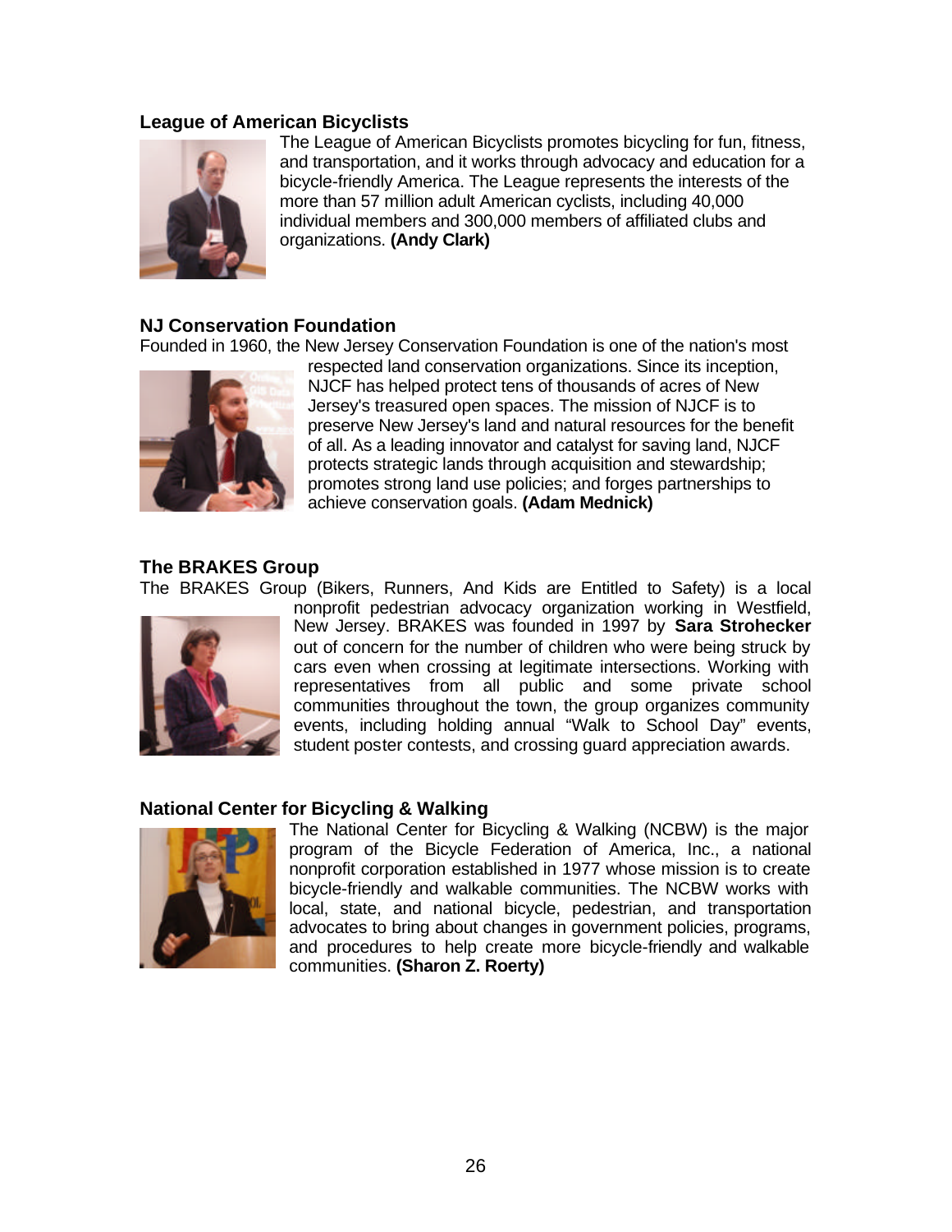### League of American Bicyclists

The League of American Bicyclists promotes bicycling for fun, fitness, and transportation, and it works through advocacy and education for a bicycle-friendly America. The League represents the interests of the more than 57 million adult American cyclists, including 40,000 individual members and 300,000 members of affiliated clubs and organizations. **(Andy Clark)**

### NJ Conservation Foundation

Founded in 1960, the New Jersey Conservation Foundation is one of the nation's most respected land conservation organizations. Since its inception, NJCF has helped protect tens of thousands of acres of New Jersey's treasured open spaces. The mission of NJCF is to preserve New Jersey's land and natural resources for the benefit of all. As a leading innovator and catalyst for saving land, NJCF protects strategic lands through acquisition and stewardship; promotes strong land use policies; and forges partnerships to achieve conservation goals. **(Adam Mednick)**

### The BRAKES Group

The BRAKES Group (Bikers, Runners, And Kids are Entitled to Safety) is a local nonprofit pedestrian advocacy organization working in Westfield, New Jersey. BRAKES was founded in 1997 by **Sara Strohecker** out of concern for the number of children who were being struck by cars even when crossing at legitimate intersections. Working with representatives from all public and some private school communities throughout the town, the group organizes community events, including holding annual "Walk to School Day" events, student poster contests, and crossing guard appreciation awards.

### National Center for Bicycling & Walking

The National Center for Bicycling & Walking (NCBW) is the major program of the Bicycle Federation of America, Inc., a national nonprofit corporation established in 1977 whose mission is to create bicycle-friendly and walkable communities. The NCBW works with local, state, and national bicycle, pedestrian, and transportation advocates to bring about changes in government policies, programs, and procedures to help create more bicycle-friendly and walkable communities. **(Sharon Z. Roerty)**